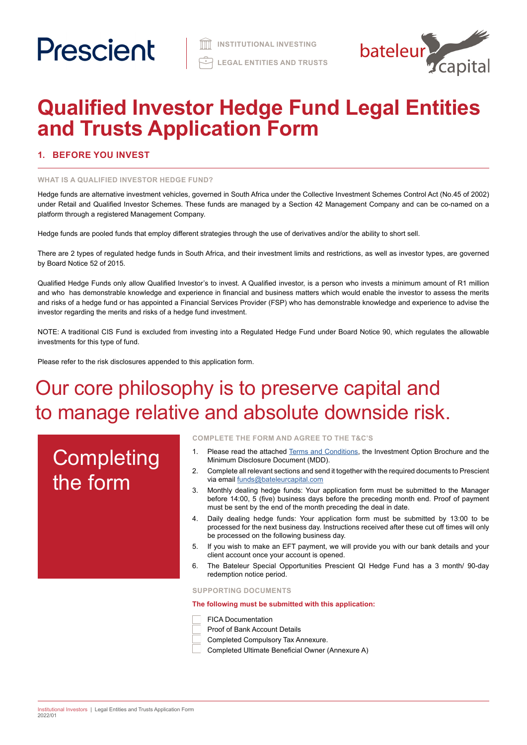Prescient

INSTITUTIONAL INVESTING

LEGAL ENTITIES AND TRUSTS

bateleur capital

# Qualified Investor Hedge Fund Legal Entities and Trusts Application Form

## 1. BEFORE YOU INVEST

### WHAT IS A QUALIFIED INVESTOR HEDGE FUND?

Hedge funds are alternative investment vehicles, governed in South Africa under the Collective Investment Schemes Control Act (No.45 of 2002) under Retail and Qualified Investor Schemes. These funds are managed by a Section 42 Management Company and can be co-named on a platform through a registered Management Company.

Hedge funds are pooled funds that employ different strategies through the use of derivatives and/or the ability to short sell.

There are 2 types of regulated hedge funds in South Africa, and their investment limits and restrictions, as well as investor types, are governed by Board Notice 52 of 2015.

Qualified Hedge Funds only allow Qualified Investor's to invest. A Qualified investor, is a person who invests a minimum amount of R1 million and who has demonstrable knowledge and experience in financial and business matters which would enable the investor to assess the merits and risks of a hedge fund or has appointed a Financial Services Provider (FSP) who has demonstrable knowledge and experience to advise the investor regarding the merits and risks of a hedge fund investment.

NOTE: A traditional CIS Fund is excluded from investing into a Regulated Hedge Fund under Board Notice 90, which regulates the allowable investments for this type of fund.

Please refer to the risk disclosures appended to this application form.

# Our core philosophy is to preserve capital and to manage relative and absolute downside risk.

## Completing the form

### COMPLETE THE FORM AND AGREE TO THE T&C'S

1. Please read the attached Terms and Conditions, the Investment Option Brochure and the Minimum Disclosure Document (MDD).
2. Complete all relevant sections and send it together with the required documents to Prescient via email funds@bateleurcapital.com
3. Monthly dealing hedge funds: Your application form must be submitted to the Manager before 14:00, 5 (five) business days before the preceding month end. Proof of payment must be sent by the end of the month preceding the deal in date.
4. Daily dealing hedge funds: Your application form must be submitted by 13:00 to be processed for the next business day. Instructions received after these cut off times will only be processed on the following business day.
5. If you wish to make an EFT payment, we will provide you with our bank details and your client account once your account is opened.
6. The Bateleur Special Opportunities Prescient QI Hedge Fund has a 3 month/ 90-day redemption notice period.

### SUPPORTING DOCUMENTS

**The following must be submitted with this application:**

- ☐ FICA Documentation
- ☐ Proof of Bank Account Details
- ☐ Completed Compulsory Tax Annexure.
- ☐ Completed Ultimate Beneficial Owner (Annexure A)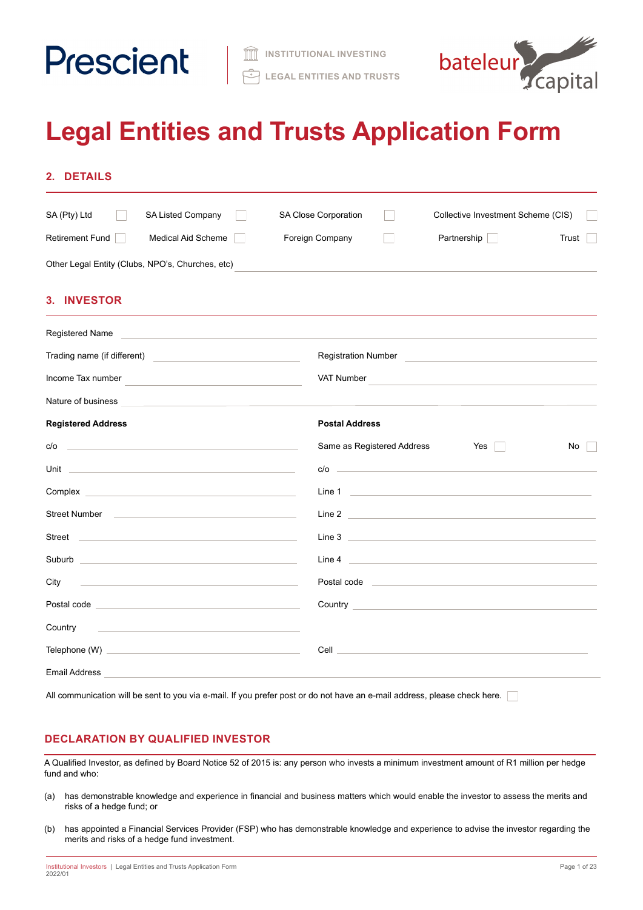Prescient | INSTITUTIONAL INVESTING | LEGAL ENTITIES AND TRUSTS | bateleur capital

# Legal Entities and Trusts Application Form

## 2. DETAILS

SA (Pty) Ltd ☐ SA Listed Company ☐ SA Close Corporation ☐ Collective Investment Scheme (CIS) ☐

Retirement Fund ☐ Medical Aid Scheme ☐ Foreign Company ☐ Partnership ☐ Trust ☐

Other Legal Entity (Clubs, NPO's, Churches, etc) ____________________

## 3. INVESTOR

Registered Name ____________________

Trading name (if different) ____________________ Registration Number ____________________

Income Tax number ____________________ VAT Number ____________________

Nature of business ____________________

| **Registered Address** | **Postal Address** |
|---|---|
| c/o ____________________ | Same as Registered Address Yes ☐ No ☐ |
| Unit ____________________ | c/o ____________________ |
| Complex ____________________ | Line 1 ____________________ |
| Street Number ____________________ | Line 2 ____________________ |
| Street ____________________ | Line 3 ____________________ |
| Suburb ____________________ | Line 4 ____________________ |
| City ____________________ | Postal code ____________________ |
| Postal code ____________________ | Country ____________________ |
| Country ____________________ | |
| Telephone (W) ____________________ | Cell ____________________ |

Email Address ____________________

All communication will be sent to you via e-mail. If you prefer post or do not have an e-mail address, please check here. ☐

## DECLARATION BY QUALIFIED INVESTOR

A Qualified Investor, as defined by Board Notice 52 of 2015 is: any person who invests a minimum investment amount of R1 million per hedge fund and who:

(a) has demonstrable knowledge and experience in financial and business matters which would enable the investor to assess the merits and risks of a hedge fund; or

(b) has appointed a Financial Services Provider (FSP) who has demonstrable knowledge and experience to advise the investor regarding the merits and risks of a hedge fund investment.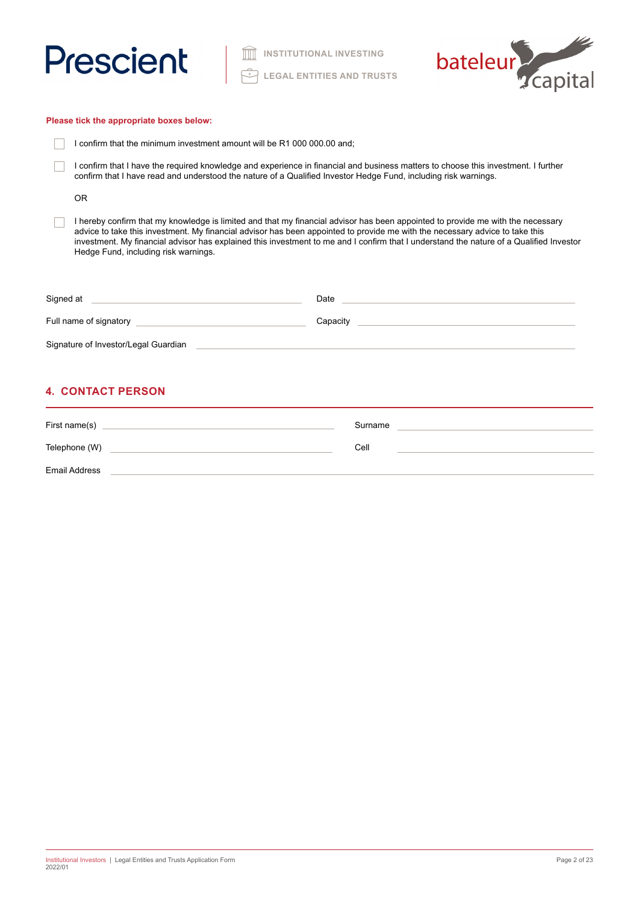**Please tick the appropriate boxes below:**

- ☐ I confirm that the minimum investment amount will be R1 000 000.00 and;
- ☐ I confirm that I have the required knowledge and experience in financial and business matters to choose this investment. I further confirm that I have read and understood the nature of a Qualified Investor Hedge Fund, including risk warnings.

OR

- ☐ I hereby confirm that my knowledge is limited and that my financial advisor has been appointed to provide me with the necessary advice to take this investment. My financial advisor has been appointed to provide me with the necessary advice to take this investment. My financial advisor has explained this investment to me and I confirm that I understand the nature of a Qualified Investor Hedge Fund, including risk warnings.

Signed at \_\_\_\_\_\_\_\_\_\_\_\_\_\_\_\_\_\_\_\_ Date \_\_\_\_\_\_\_\_\_\_\_\_\_\_\_\_\_\_\_\_

Full name of signatory \_\_\_\_\_\_\_\_\_\_\_\_\_\_\_\_\_\_\_\_ Capacity \_\_\_\_\_\_\_\_\_\_\_\_\_\_\_\_\_\_\_\_

Signature of Investor/Legal Guardian \_\_\_\_\_\_\_\_\_\_\_\_\_\_\_\_\_\_\_\_

## 4. CONTACT PERSON

First name(s) \_\_\_\_\_\_\_\_\_\_\_\_\_\_\_\_\_\_\_\_ Surname \_\_\_\_\_\_\_\_\_\_\_\_\_\_\_\_\_\_\_\_

Telephone (W) \_\_\_\_\_\_\_\_\_\_\_\_\_\_\_\_\_\_\_\_ Cell \_\_\_\_\_\_\_\_\_\_\_\_\_\_\_\_\_\_\_\_

Email Address \_\_\_\_\_\_\_\_\_\_\_\_\_\_\_\_\_\_\_\_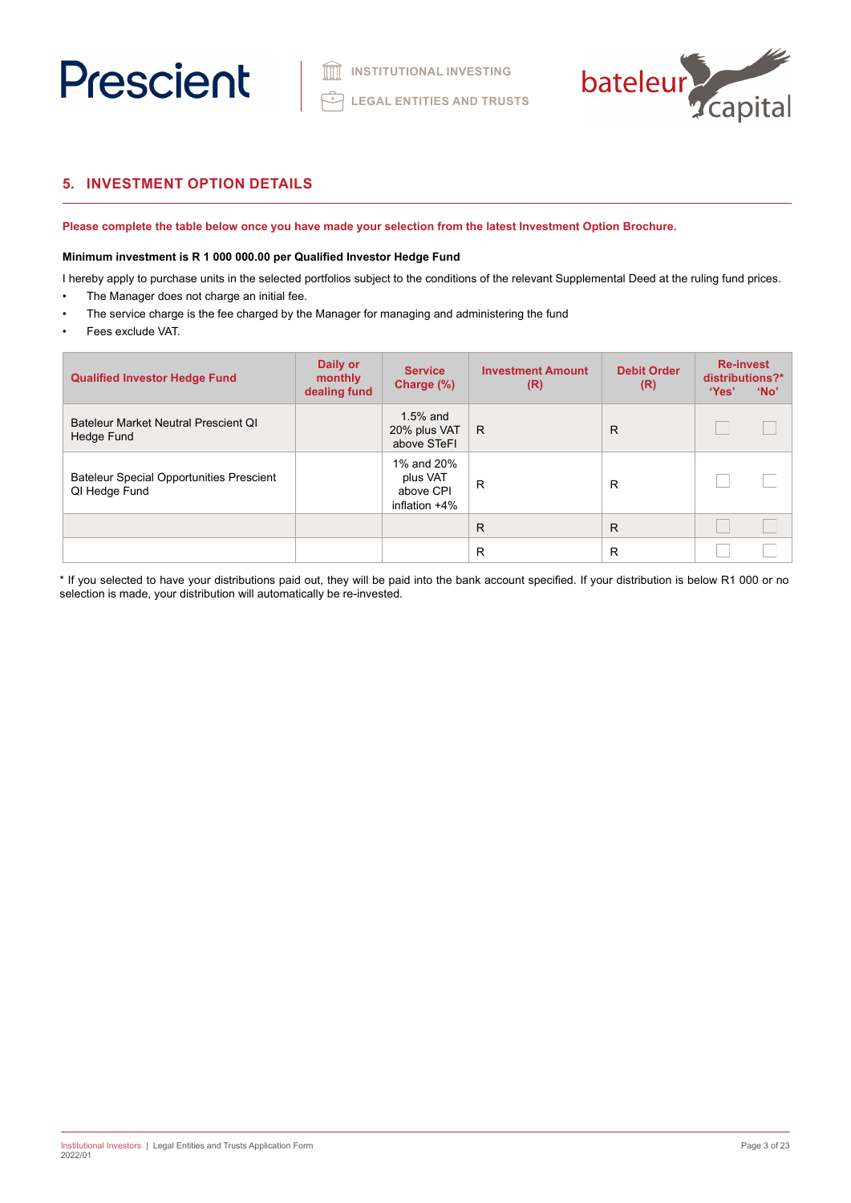## 5. INVESTMENT OPTION DETAILS

**Please complete the table below once you have made your selection from the latest Investment Option Brochure.**

**Minimum investment is R 1 000 000.00 per Qualified Investor Hedge Fund**

I hereby apply to purchase units in the selected portfolios subject to the conditions of the relevant Supplemental Deed at the ruling fund prices.

- The Manager does not charge an initial fee.
- The service charge is the fee charged by the Manager for managing and administering the fund
- Fees exclude VAT.

| Qualified Investor Hedge Fund | Daily or monthly dealing fund | Service Charge (%) | Investment Amount (R) | Debit Order (R) | Re-invest distributions?* 'Yes' | 'No' |
|---|---|---|---|---|---|---|
| Bateleur Market Neutral Prescient QI Hedge Fund | | 1.5% and 20% plus VAT above STeFI | R | R | ☐ | ☐ |
| Bateleur Special Opportunities Prescient QI Hedge Fund | | 1% and 20% plus VAT above CPI inflation +4% | R | R | ☐ | ☐ |
| | | | R | R | ☐ | ☐ |
| | | | R | R | ☐ | ☐ |

\* If you selected to have your distributions paid out, they will be paid into the bank account specified. If your distribution is below R1 000 or no selection is made, your distribution will automatically be re-invested.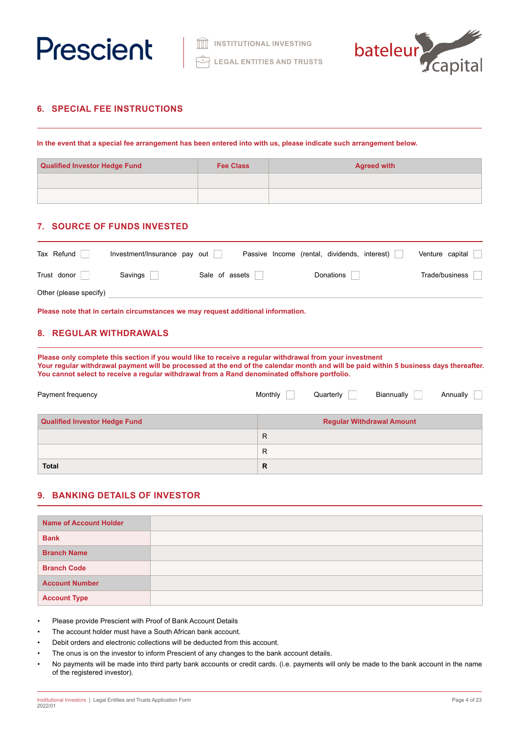## 6. SPECIAL FEE INSTRUCTIONS

**In the event that a special fee arrangement has been entered into with us, please indicate such arrangement below.**

| Qualified Investor Hedge Fund | Fee Class | Agreed with |
| --- | --- | --- |
| | | |
| | | |

## 7. SOURCE OF FUNDS INVESTED

Tax Refund ☐ Investment/Insurance pay out ☐ Passive Income (rental, dividends, interest) ☐ Venture capital ☐

Trust donor ☐ Savings ☐ Sale of assets ☐ Donations ☐ Trade/business ☐

Other (please specify) ______________________________

**Please note that in certain circumstances we may request additional information.**

## 8. REGULAR WITHDRAWALS

**Please only complete this section if you would like to receive a regular withdrawal from your investment**
**Your regular withdrawal payment will be processed at the end of the calendar month and will be paid within 5 business days thereafter.**
**You cannot select to receive a regular withdrawal from a Rand denominated offshore portfolio.**

Payment frequency Monthly ☐ Quarterly ☐ Biannually ☐ Annually ☐

| Qualified Investor Hedge Fund | Regular Withdrawal Amount |
| --- | --- |
| | R |
| | R |
| **Total** | **R** |

## 9. BANKING DETAILS OF INVESTOR

| | |
| --- | --- |
| **Name of Account Holder** | |
| **Bank** | |
| **Branch Name** | |
| **Branch Code** | |
| **Account Number** | |
| **Account Type** | |

- Please provide Prescient with Proof of Bank Account Details
- The account holder must have a South African bank account.
- Debit orders and electronic collections will be deducted from this account.
- The onus is on the investor to inform Prescient of any changes to the bank account details.
- No payments will be made into third party bank accounts or credit cards. (i.e. payments will only be made to the bank account in the name of the registered investor).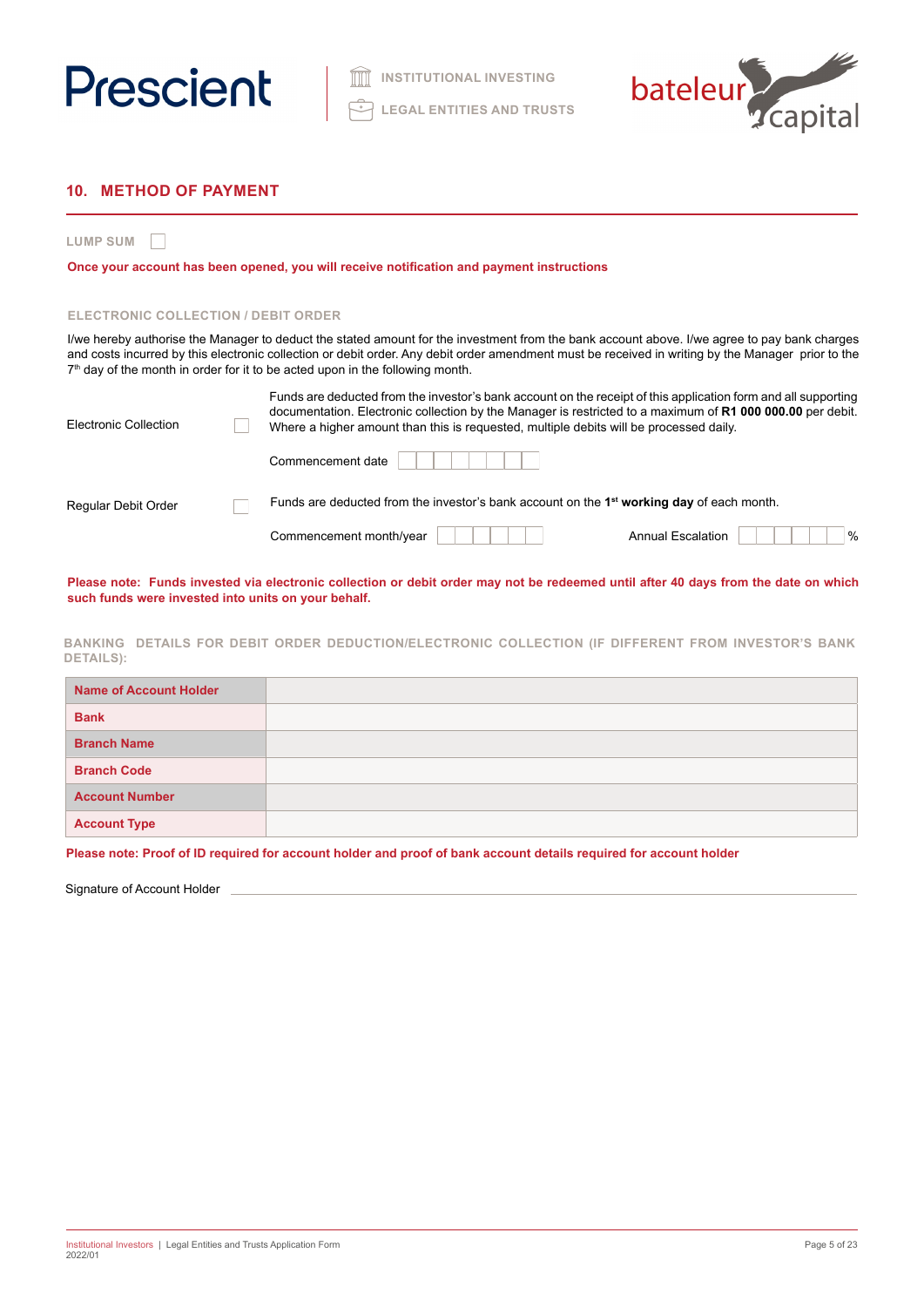## 10. METHOD OF PAYMENT

LUMP SUM ☐

**Once your account has been opened, you will receive notification and payment instructions**

### ELECTRONIC COLLECTION / DEBIT ORDER

I/we hereby authorise the Manager to deduct the stated amount for the investment from the bank account above. I/we agree to pay bank charges and costs incurred by this electronic collection or debit order. Any debit order amendment must be received in writing by the Manager prior to the 7th day of the month in order for it to be acted upon in the following month.

Electronic Collection ☐

Funds are deducted from the investor's bank account on the receipt of this application form and all supporting documentation. Electronic collection by the Manager is restricted to a maximum of **R1 000 000.00** per debit. Where a higher amount than this is requested, multiple debits will be processed daily.

Commencement date ☐☐☐☐☐☐☐☐

Regular Debit Order ☐

Funds are deducted from the investor's bank account on the 1st **working day** of each month.

Commencement month/year ☐☐☐☐☐☐ Annual Escalation ☐☐☐☐☐☐ %

**Please note: Funds invested via electronic collection or debit order may not be redeemed until after 40 days from the date on which such funds were invested into units on your behalf.**

### BANKING DETAILS FOR DEBIT ORDER DEDUCTION/ELECTRONIC COLLECTION (IF DIFFERENT FROM INVESTOR'S BANK DETAILS):

| | |
|---|---|
| **Name of Account Holder** | |
| **Bank** | |
| **Branch Name** | |
| **Branch Code** | |
| **Account Number** | |
| **Account Type** | |

**Please note: Proof of ID required for account holder and proof of bank account details required for account holder**

Signature of Account Holder \_\_\_\_\_\_\_\_\_\_\_\_\_\_\_\_\_\_\_\_\_\_\_\_\_\_\_\_\_\_\_\_\_\_\_\_\_\_\_\_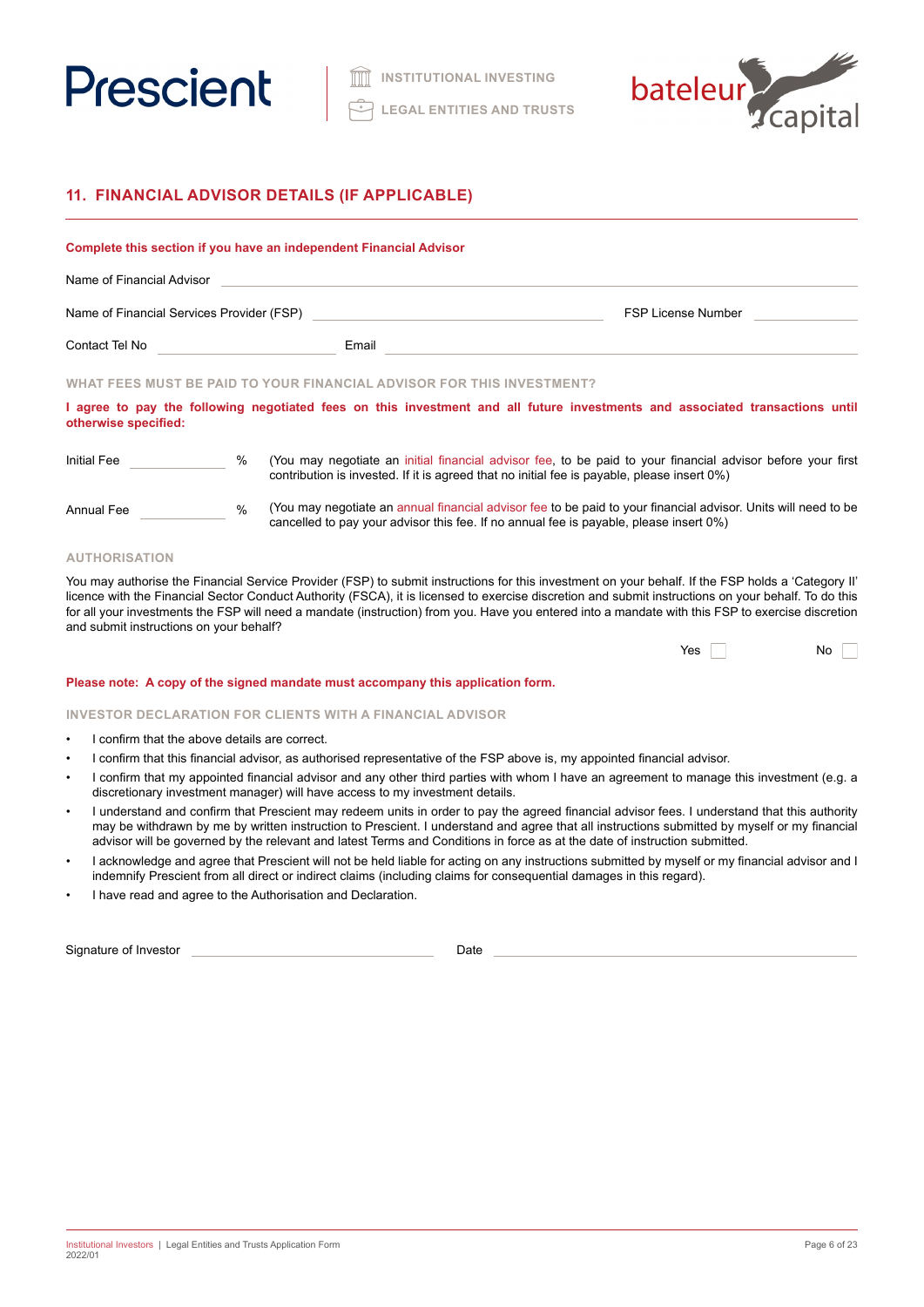## 11. FINANCIAL ADVISOR DETAILS (IF APPLICABLE)

**Complete this section if you have an independent Financial Advisor**

Name of Financial Advisor \_\_\_\_\_\_\_\_\_\_\_\_\_\_\_\_\_\_\_\_\_\_\_\_\_\_\_\_\_\_\_\_\_\_\_\_\_\_\_\_

Name of Financial Services Provider (FSP) \_\_\_\_\_\_\_\_\_\_\_\_\_\_\_\_\_\_\_\_ FSP License Number \_\_\_\_\_\_\_\_\_\_

Contact Tel No \_\_\_\_\_\_\_\_\_\_\_\_\_\_\_\_ Email \_\_\_\_\_\_\_\_\_\_\_\_\_\_\_\_\_\_\_\_\_\_\_\_\_\_\_\_

### WHAT FEES MUST BE PAID TO YOUR FINANCIAL ADVISOR FOR THIS INVESTMENT?

**I agree to pay the following negotiated fees on this investment and all future investments and associated transactions until otherwise specified:**

Initial Fee \_\_\_\_\_\_\_\_ % (You may negotiate an initial financial advisor fee, to be paid to your financial advisor before your first contribution is invested. If it is agreed that no initial fee is payable, please insert 0%)

Annual Fee \_\_\_\_\_\_\_\_ % (You may negotiate an annual financial advisor fee to be paid to your financial advisor. Units will need to be cancelled to pay your advisor this fee. If no annual fee is payable, please insert 0%)

### AUTHORISATION

You may authorise the Financial Service Provider (FSP) to submit instructions for this investment on your behalf. If the FSP holds a 'Category II' licence with the Financial Sector Conduct Authority (FSCA), it is licensed to exercise discretion and submit instructions on your behalf. To do this for all your investments the FSP will need a mandate (instruction) from you. Have you entered into a mandate with this FSP to exercise discretion and submit instructions on your behalf?

Yes ☐ No ☐

**Please note: A copy of the signed mandate must accompany this application form.**

### INVESTOR DECLARATION FOR CLIENTS WITH A FINANCIAL ADVISOR

- I confirm that the above details are correct.
- I confirm that this financial advisor, as authorised representative of the FSP above is, my appointed financial advisor.
- I confirm that my appointed financial advisor and any other third parties with whom I have an agreement to manage this investment (e.g. a discretionary investment manager) will have access to my investment details.
- I understand and confirm that Prescient may redeem units in order to pay the agreed financial advisor fees. I understand that this authority may be withdrawn by me by written instruction to Prescient. I understand and agree that all instructions submitted by myself or my financial advisor will be governed by the relevant and latest Terms and Conditions in force as at the date of instruction submitted.
- I acknowledge and agree that Prescient will not be held liable for acting on any instructions submitted by myself or my financial advisor and I indemnify Prescient from all direct or indirect claims (including claims for consequential damages in this regard).
- I have read and agree to the Authorisation and Declaration.

Signature of Investor \_\_\_\_\_\_\_\_\_\_\_\_\_\_\_\_\_\_\_\_ Date \_\_\_\_\_\_\_\_\_\_\_\_\_\_\_\_\_\_\_\_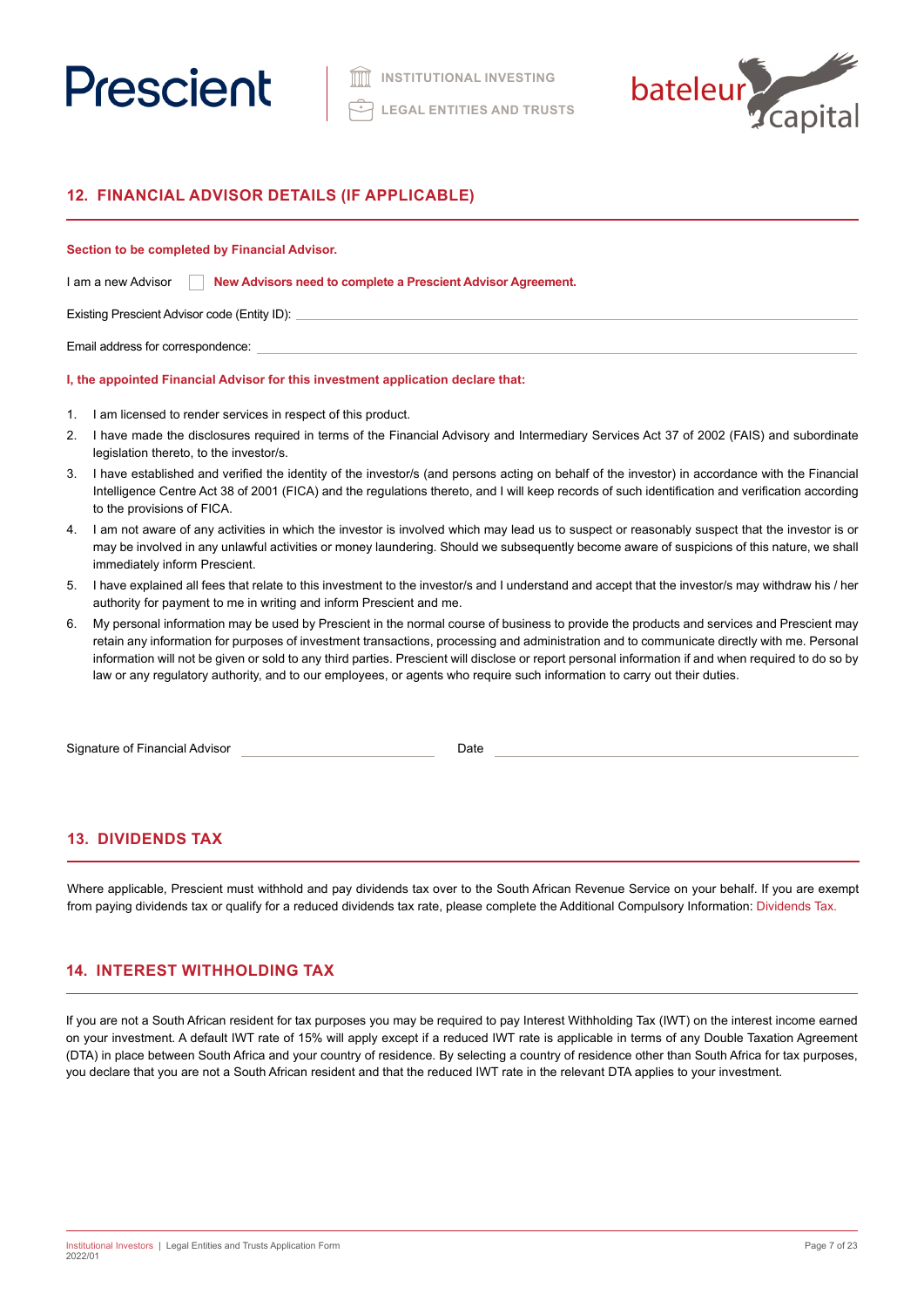## 12. FINANCIAL ADVISOR DETAILS (IF APPLICABLE)

**Section to be completed by Financial Advisor.**

I am a new Advisor ☐ **New Advisors need to complete a Prescient Advisor Agreement.**

Existing Prescient Advisor code (Entity ID): ______________________________

Email address for correspondence: ______________________________

**I, the appointed Financial Advisor for this investment application declare that:**

1. I am licensed to render services in respect of this product.
2. I have made the disclosures required in terms of the Financial Advisory and Intermediary Services Act 37 of 2002 (FAIS) and subordinate legislation thereto, to the investor/s.
3. I have established and verified the identity of the investor/s (and persons acting on behalf of the investor) in accordance with the Financial Intelligence Centre Act 38 of 2001 (FICA) and the regulations thereto, and I will keep records of such identification and verification according to the provisions of FICA.
4. I am not aware of any activities in which the investor is involved which may lead us to suspect or reasonably suspect that the investor is or may be involved in any unlawful activities or money laundering. Should we subsequently become aware of suspicions of this nature, we shall immediately inform Prescient.
5. I have explained all fees that relate to this investment to the investor/s and I understand and accept that the investor/s may withdraw his / her authority for payment to me in writing and inform Prescient and me.
6. My personal information may be used by Prescient in the normal course of business to provide the products and services and Prescient may retain any information for purposes of investment transactions, processing and administration and to communicate directly with me. Personal information will not be given or sold to any third parties. Prescient will disclose or report personal information if and when required to do so by law or any regulatory authority, and to our employees, or agents who require such information to carry out their duties.

Signature of Financial Advisor ______________________________ Date ______________________________

## 13. DIVIDENDS TAX

Where applicable, Prescient must withhold and pay dividends tax over to the South African Revenue Service on your behalf. If you are exempt from paying dividends tax or qualify for a reduced dividends tax rate, please complete the Additional Compulsory Information: Dividends Tax.

## 14. INTEREST WITHHOLDING TAX

If you are not a South African resident for tax purposes you may be required to pay Interest Withholding Tax (IWT) on the interest income earned on your investment. A default IWT rate of 15% will apply except if a reduced IWT rate is applicable in terms of any Double Taxation Agreement (DTA) in place between South Africa and your country of residence. By selecting a country of residence other than South Africa for tax purposes, you declare that you are not a South African resident and that the reduced IWT rate in the relevant DTA applies to your investment.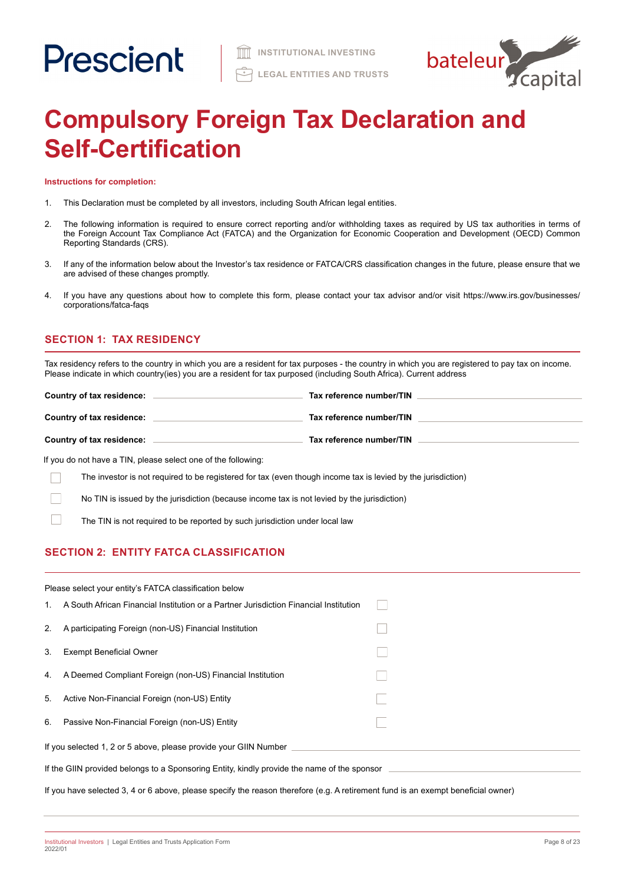Prescient | INSTITUTIONAL INVESTING | LEGAL ENTITIES AND TRUSTS | bateleur capital

# Compulsory Foreign Tax Declaration and Self-Certification

**Instructions for completion:**

1. This Declaration must be completed by all investors, including South African legal entities.
2. The following information is required to ensure correct reporting and/or withholding taxes as required by US tax authorities in terms of the Foreign Account Tax Compliance Act (FATCA) and the Organization for Economic Cooperation and Development (OECD) Common Reporting Standards (CRS).
3. If any of the information below about the Investor's tax residence or FATCA/CRS classification changes in the future, please ensure that we are advised of these changes promptly.
4. If you have any questions about how to complete this form, please contact your tax advisor and/or visit https://www.irs.gov/businesses/corporations/fatca-faqs

## SECTION 1: TAX RESIDENCY

Tax residency refers to the country in which you are a resident for tax purposes - the country in which you are registered to pay tax on income. Please indicate in which country(ies) you are a resident for tax purposed (including South Africa). Current address

**Country of tax residence:** ______________________ **Tax reference number/TIN** ______________________

**Country of tax residence:** ______________________ **Tax reference number/TIN** ______________________

**Country of tax residence:** ______________________ **Tax reference number/TIN** ______________________

If you do not have a TIN, please select one of the following:

☐ The investor is not required to be registered for tax (even though income tax is levied by the jurisdiction)

☐ No TIN is issued by the jurisdiction (because income tax is not levied by the jurisdiction)

☐ The TIN is not required to be reported by such jurisdiction under local law

## SECTION 2: ENTITY FATCA CLASSIFICATION

Please select your entity's FATCA classification below

1. A South African Financial Institution or a Partner Jurisdiction Financial Institution ☐
2. A participating Foreign (non-US) Financial Institution ☐
3. Exempt Beneficial Owner ☐
4. A Deemed Compliant Foreign (non-US) Financial Institution ☐
5. Active Non-Financial Foreign (non-US) Entity ☐
6. Passive Non-Financial Foreign (non-US) Entity ☐

If you selected 1, 2 or 5 above, please provide your GIIN Number ______________________

If the GIIN provided belongs to a Sponsoring Entity, kindly provide the name of the sponsor ______________________

If you have selected 3, 4 or 6 above, please specify the reason therefore (e.g. A retirement fund is an exempt beneficial owner)

______________________

Institutional Investors | Legal Entities and Trusts Application Form
2022/01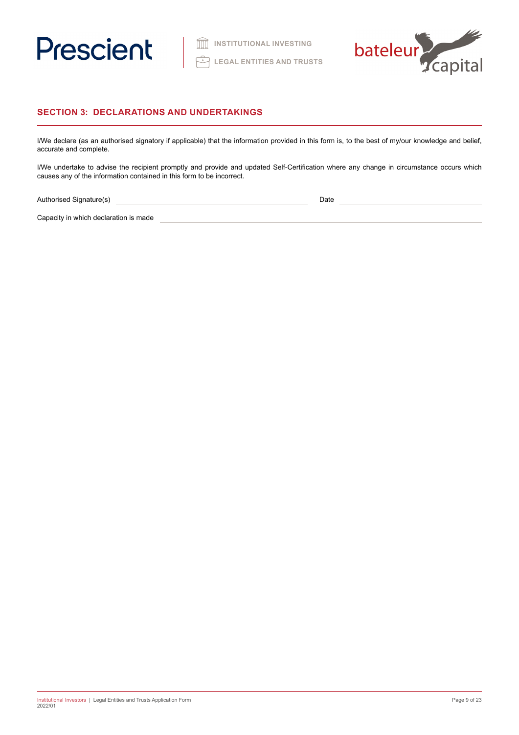## SECTION 3: DECLARATIONS AND UNDERTAKINGS

I/We declare (as an authorised signatory if applicable) that the information provided in this form is, to the best of my/our knowledge and belief, accurate and complete.

I/We undertake to advise the recipient promptly and provide and updated Self-Certification where any change in circumstance occurs which causes any of the information contained in this form to be incorrect.

Authorised Signature(s) ______________________________ Date ____________________

Capacity in which declaration is made ______________________________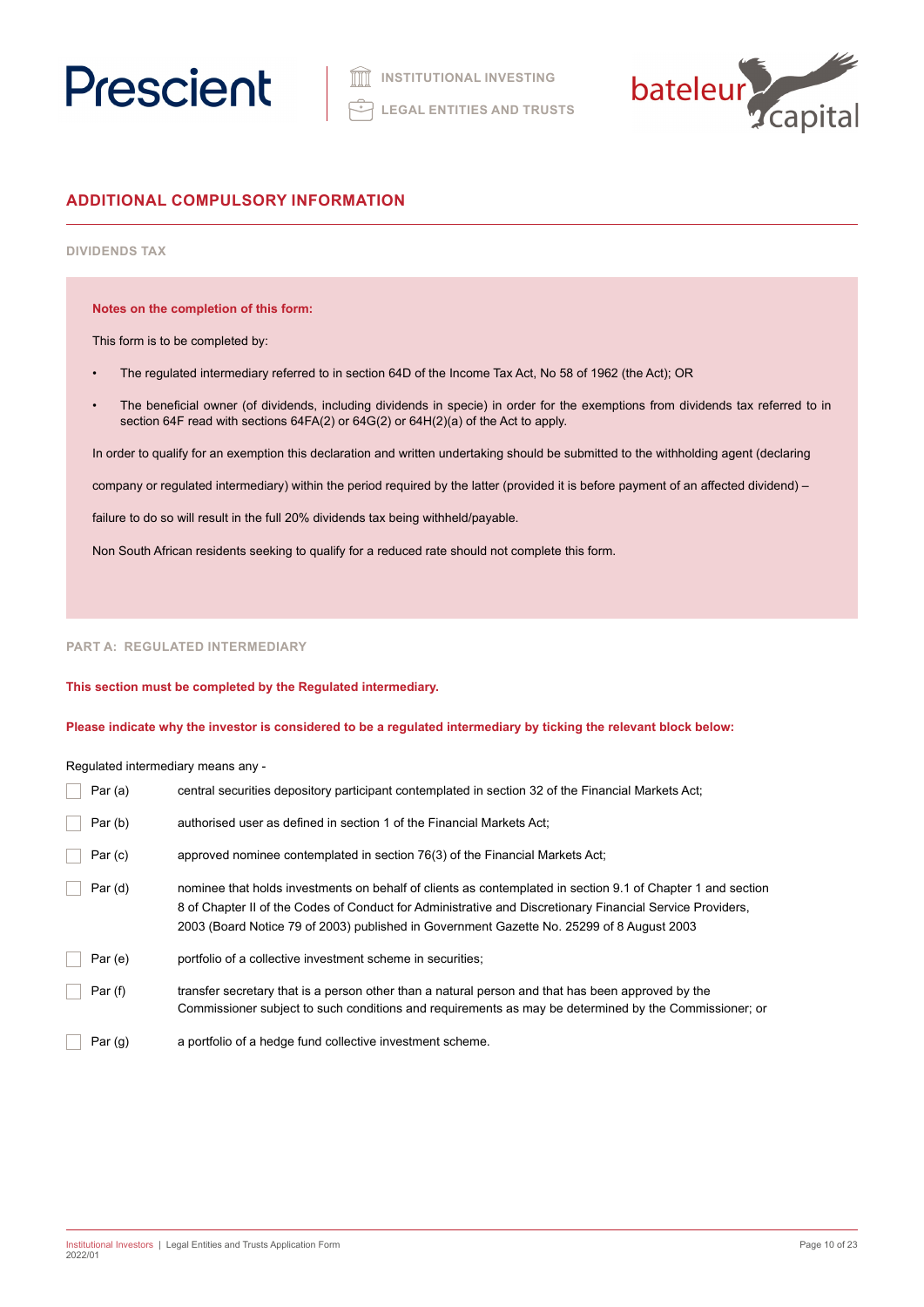## ADDITIONAL COMPULSORY INFORMATION

### DIVIDENDS TAX

**Notes on the completion of this form:**

This form is to be completed by:

- The regulated intermediary referred to in section 64D of the Income Tax Act, No 58 of 1962 (the Act); OR
- The beneficial owner (of dividends, including dividends in specie) in order for the exemptions from dividends tax referred to in section 64F read with sections 64FA(2) or 64G(2) or 64H(2)(a) of the Act to apply.

In order to qualify for an exemption this declaration and written undertaking should be submitted to the withholding agent (declaring company or regulated intermediary) within the period required by the latter (provided it is before payment of an affected dividend) – failure to do so will result in the full 20% dividends tax being withheld/payable.

Non South African residents seeking to qualify for a reduced rate should not complete this form.

### PART A: REGULATED INTERMEDIARY

**This section must be completed by the Regulated intermediary.**

**Please indicate why the investor is considered to be a regulated intermediary by ticking the relevant block below:**

Regulated intermediary means any -

- ☐ Par (a) central securities depository participant contemplated in section 32 of the Financial Markets Act;
- ☐ Par (b) authorised user as defined in section 1 of the Financial Markets Act;
- ☐ Par (c) approved nominee contemplated in section 76(3) of the Financial Markets Act;
- ☐ Par (d) nominee that holds investments on behalf of clients as contemplated in section 9.1 of Chapter 1 and section 8 of Chapter II of the Codes of Conduct for Administrative and Discretionary Financial Service Providers, 2003 (Board Notice 79 of 2003) published in Government Gazette No. 25299 of 8 August 2003
- ☐ Par (e) portfolio of a collective investment scheme in securities;
- ☐ Par (f) transfer secretary that is a person other than a natural person and that has been approved by the Commissioner subject to such conditions and requirements as may be determined by the Commissioner; or
- ☐ Par (g) a portfolio of a hedge fund collective investment scheme.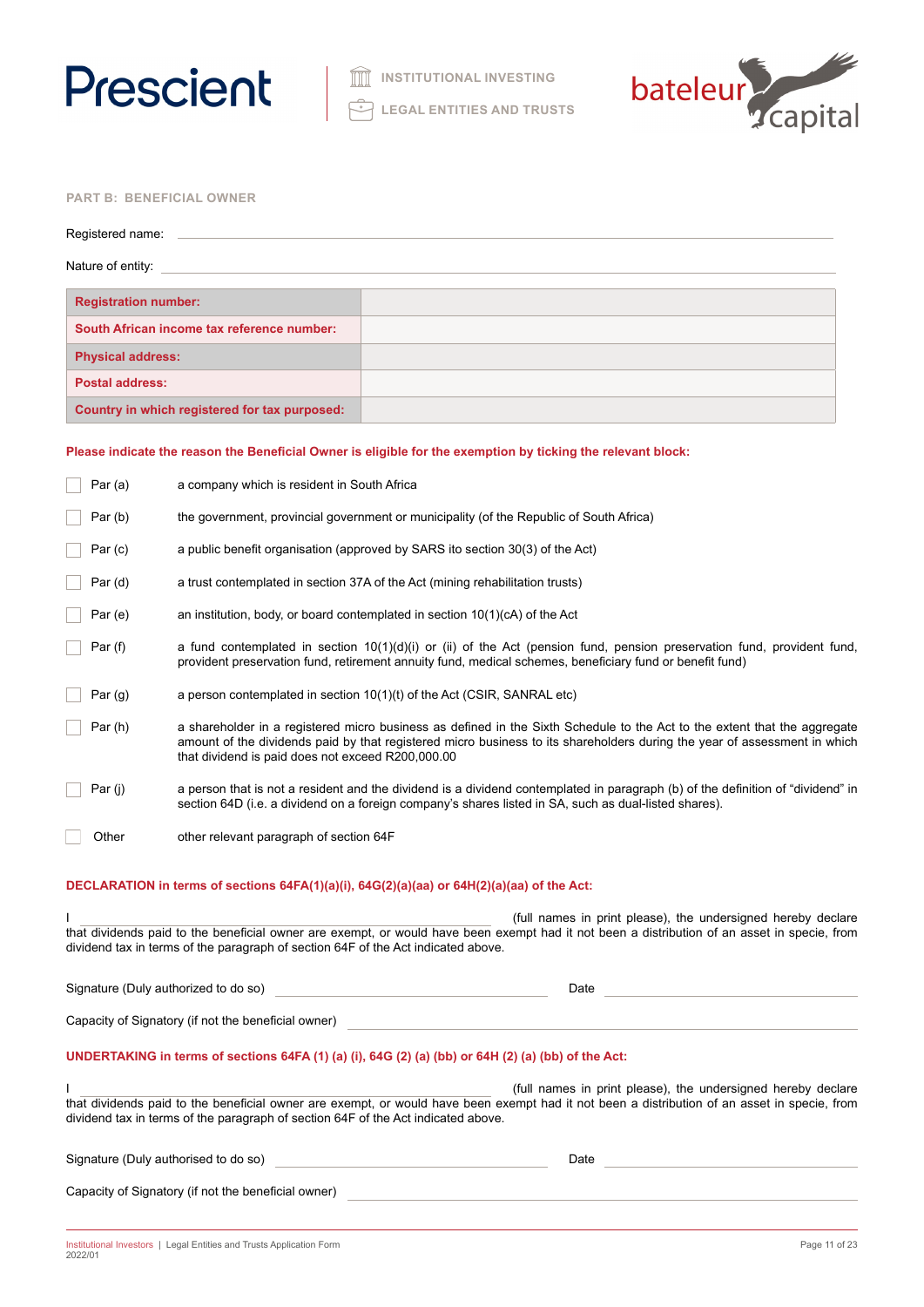## PART B: BENEFICIAL OWNER

Registered name: \_\_\_\_\_\_\_\_\_\_\_\_\_\_\_\_\_\_\_\_\_\_\_\_\_\_\_\_\_\_\_\_\_\_\_\_\_\_\_\_

Nature of entity: \_\_\_\_\_\_\_\_\_\_\_\_\_\_\_\_\_\_\_\_\_\_\_\_\_\_\_\_\_\_\_\_\_\_\_\_\_\_\_\_

| | |
|---|---|
| **Registration number:** | |
| **South African income tax reference number:** | |
| **Physical address:** | |
| **Postal address:** | |
| **Country in which registered for tax purposed:** | |

**Please indicate the reason the Beneficial Owner is eligible for the exemption by ticking the relevant block:**

- ☐ Par (a) — a company which is resident in South Africa
- ☐ Par (b) — the government, provincial government or municipality (of the Republic of South Africa)
- ☐ Par (c) — a public benefit organisation (approved by SARS ito section 30(3) of the Act)
- ☐ Par (d) — a trust contemplated in section 37A of the Act (mining rehabilitation trusts)
- ☐ Par (e) — an institution, body, or board contemplated in section 10(1)(cA) of the Act
- ☐ Par (f) — a fund contemplated in section 10(1)(d)(i) or (ii) of the Act (pension fund, pension preservation fund, provident fund, provident preservation fund, retirement annuity fund, medical schemes, beneficiary fund or benefit fund)
- ☐ Par (g) — a person contemplated in section 10(1)(t) of the Act (CSIR, SANRAL etc)
- ☐ Par (h) — a shareholder in a registered micro business as defined in the Sixth Schedule to the Act to the extent that the aggregate amount of the dividends paid by that registered micro business to its shareholders during the year of assessment in which that dividend is paid does not exceed R200,000.00
- ☐ Par (j) — a person that is not a resident and the dividend is a dividend contemplated in paragraph (b) of the definition of "dividend" in section 64D (i.e. a dividend on a foreign company's shares listed in SA, such as dual-listed shares).
- ☐ Other — other relevant paragraph of section 64F

**DECLARATION in terms of sections 64FA(1)(a)(i), 64G(2)(a)(aa) or 64H(2)(a)(aa) of the Act:**

I \_\_\_\_\_\_\_\_\_\_\_\_\_\_\_\_\_\_\_\_\_\_\_\_\_\_\_\_\_\_\_\_\_\_\_\_\_\_\_\_ (full names in print please), the undersigned hereby declare that dividends paid to the beneficial owner are exempt, or would have been exempt had it not been a distribution of an asset in specie, from dividend tax in terms of the paragraph of section 64F of the Act indicated above.

Signature (Duly authorized to do so) \_\_\_\_\_\_\_\_\_\_\_\_\_\_\_\_\_\_\_\_ Date \_\_\_\_\_\_\_\_\_\_\_\_\_\_\_\_\_\_\_\_

Capacity of Signatory (if not the beneficial owner) \_\_\_\_\_\_\_\_\_\_\_\_\_\_\_\_\_\_\_\_\_\_\_\_\_\_\_\_\_\_

**UNDERTAKING in terms of sections 64FA (1) (a) (i), 64G (2) (a) (bb) or 64H (2) (a) (bb) of the Act:**

I \_\_\_\_\_\_\_\_\_\_\_\_\_\_\_\_\_\_\_\_\_\_\_\_\_\_\_\_\_\_\_\_\_\_\_\_\_\_\_\_ (full names in print please), the undersigned hereby declare that dividends paid to the beneficial owner are exempt, or would have been exempt had it not been a distribution of an asset in specie, from dividend tax in terms of the paragraph of section 64F of the Act indicated above.

Signature (Duly authorised to do so) \_\_\_\_\_\_\_\_\_\_\_\_\_\_\_\_\_\_\_\_ Date \_\_\_\_\_\_\_\_\_\_\_\_\_\_\_\_\_\_\_\_

Capacity of Signatory (if not the beneficial owner) \_\_\_\_\_\_\_\_\_\_\_\_\_\_\_\_\_\_\_\_\_\_\_\_\_\_\_\_\_\_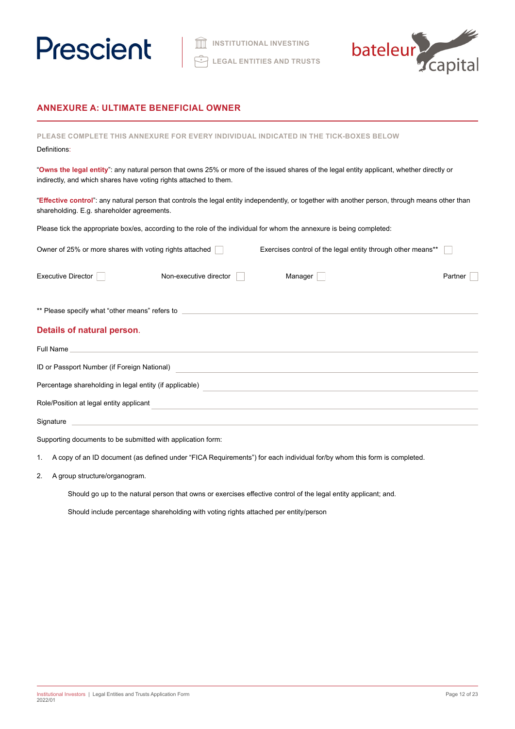## ANNEXURE A: ULTIMATE BENEFICIAL OWNER

**PLEASE COMPLETE THIS ANNEXURE FOR EVERY INDIVIDUAL INDICATED IN THE TICK-BOXES BELOW**

Definitions:

"**Owns the legal entity**": any natural person that owns 25% or more of the issued shares of the legal entity applicant, whether directly or indirectly, and which shares have voting rights attached to them.

"**Effective control**": any natural person that controls the legal entity independently, or together with another person, through means other than shareholding. E.g. shareholder agreements.

Please tick the appropriate box/es, according to the role of the individual for whom the annexure is being completed:

Owner of 25% or more shares with voting rights attached ☐     Exercises control of the legal entity through other means** ☐

Executive Director ☐     Non-executive director ☐     Manager ☐     Partner ☐

** Please specify what "other means" refers to ______________________________

### Details of natural person.

Full Name ______________________________

ID or Passport Number (if Foreign National) ______________________________

Percentage shareholding in legal entity (if applicable) ______________________________

Role/Position at legal entity applicant ______________________________

Signature ______________________________

Supporting documents to be submitted with application form:

1. A copy of an ID document (as defined under "FICA Requirements") for each individual for/by whom this form is completed.
2. A group structure/organogram.

   Should go up to the natural person that owns or exercises effective control of the legal entity applicant; and.

   Should include percentage shareholding with voting rights attached per entity/person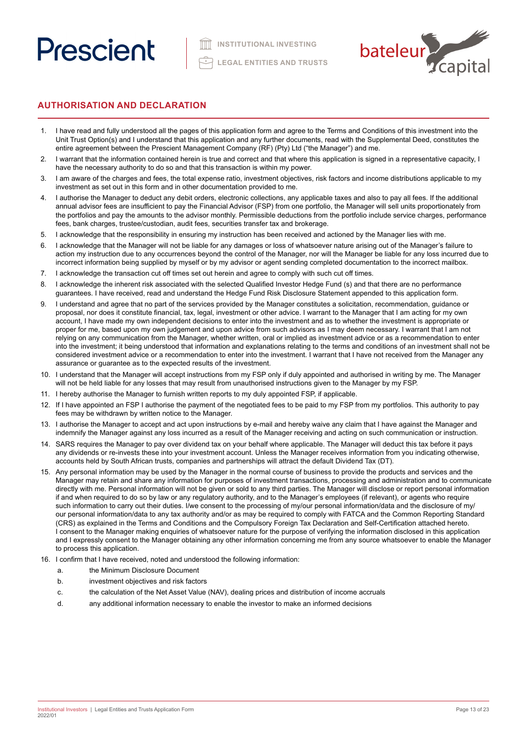## AUTHORISATION AND DECLARATION

1. I have read and fully understood all the pages of this application form and agree to the Terms and Conditions of this investment into the Unit Trust Option(s) and I understand that this application and any further documents, read with the Supplemental Deed, constitutes the entire agreement between the Prescient Management Company (RF) (Pty) Ltd ("the Manager") and me.
2. I warrant that the information contained herein is true and correct and that where this application is signed in a representative capacity, I have the necessary authority to do so and that this transaction is within my power.
3. I am aware of the charges and fees, the total expense ratio, investment objectives, risk factors and income distributions applicable to my investment as set out in this form and in other documentation provided to me.
4. I authorise the Manager to deduct any debit orders, electronic collections, any applicable taxes and also to pay all fees. If the additional annual advisor fees are insufficient to pay the Financial Advisor (FSP) from one portfolio, the Manager will sell units proportionately from the portfolios and pay the amounts to the advisor monthly. Permissible deductions from the portfolio include service charges, performance fees, bank charges, trustee/custodian, audit fees, securities transfer tax and brokerage.
5. I acknowledge that the responsibility in ensuring my instruction has been received and actioned by the Manager lies with me.
6. I acknowledge that the Manager will not be liable for any damages or loss of whatsoever nature arising out of the Manager's failure to action my instruction due to any occurrences beyond the control of the Manager, nor will the Manager be liable for any loss incurred due to incorrect information being supplied by myself or by my advisor or agent sending completed documentation to the incorrect mailbox.
7. I acknowledge the transaction cut off times set out herein and agree to comply with such cut off times.
8. I acknowledge the inherent risk associated with the selected Qualified Investor Hedge Fund (s) and that there are no performance guarantees. I have received, read and understand the Hedge Fund Risk Disclosure Statement appended to this application form.
9. I understand and agree that no part of the services provided by the Manager constitutes a solicitation, recommendation, guidance or proposal, nor does it constitute financial, tax, legal, investment or other advice. I warrant to the Manager that I am acting for my own account, I have made my own independent decisions to enter into the investment and as to whether the investment is appropriate or proper for me, based upon my own judgement and upon advice from such advisors as I may deem necessary. I warrant that I am not relying on any communication from the Manager, whether written, oral or implied as investment advice or as a recommendation to enter into the investment; it being understood that information and explanations relating to the terms and conditions of an investment shall not be considered investment advice or a recommendation to enter into the investment. I warrant that I have not received from the Manager any assurance or guarantee as to the expected results of the investment.
10. I understand that the Manager will accept instructions from my FSP only if duly appointed and authorised in writing by me. The Manager will not be held liable for any losses that may result from unauthorised instructions given to the Manager by my FSP.
11. I hereby authorise the Manager to furnish written reports to my duly appointed FSP, if applicable.
12. If I have appointed an FSP I authorise the payment of the negotiated fees to be paid to my FSP from my portfolios. This authority to pay fees may be withdrawn by written notice to the Manager.
13. I authorise the Manager to accept and act upon instructions by e-mail and hereby waive any claim that I have against the Manager and indemnify the Manager against any loss incurred as a result of the Manager receiving and acting on such communication or instruction.
14. SARS requires the Manager to pay over dividend tax on your behalf where applicable. The Manager will deduct this tax before it pays any dividends or re-invests these into your investment account. Unless the Manager receives information from you indicating otherwise, accounts held by South African trusts, companies and partnerships will attract the default Dividend Tax (DT).
15. Any personal information may be used by the Manager in the normal course of business to provide the products and services and the Manager may retain and share any information for purposes of investment transactions, processing and administration and to communicate directly with me. Personal information will not be given or sold to any third parties. The Manager will disclose or report personal information if and when required to do so by law or any regulatory authority, and to the Manager's employees (if relevant), or agents who require such information to carry out their duties. I/we consent to the processing of my/our personal information/data and the disclosure of my/our personal information/data to any tax authority and/or as may be required to comply with FATCA and the Common Reporting Standard (CRS) as explained in the Terms and Conditions and the Compulsory Foreign Tax Declaration and Self-Certification attached hereto. I consent to the Manager making enquiries of whatsoever nature for the purpose of verifying the information disclosed in this application and I expressly consent to the Manager obtaining any other information concerning me from any source whatsoever to enable the Manager to process this application.
16. I confirm that I have received, noted and understood the following information:
    a. the Minimum Disclosure Document
    b. investment objectives and risk factors
    c. the calculation of the Net Asset Value (NAV), dealing prices and distribution of income accruals
    d. any additional information necessary to enable the investor to make an informed decisions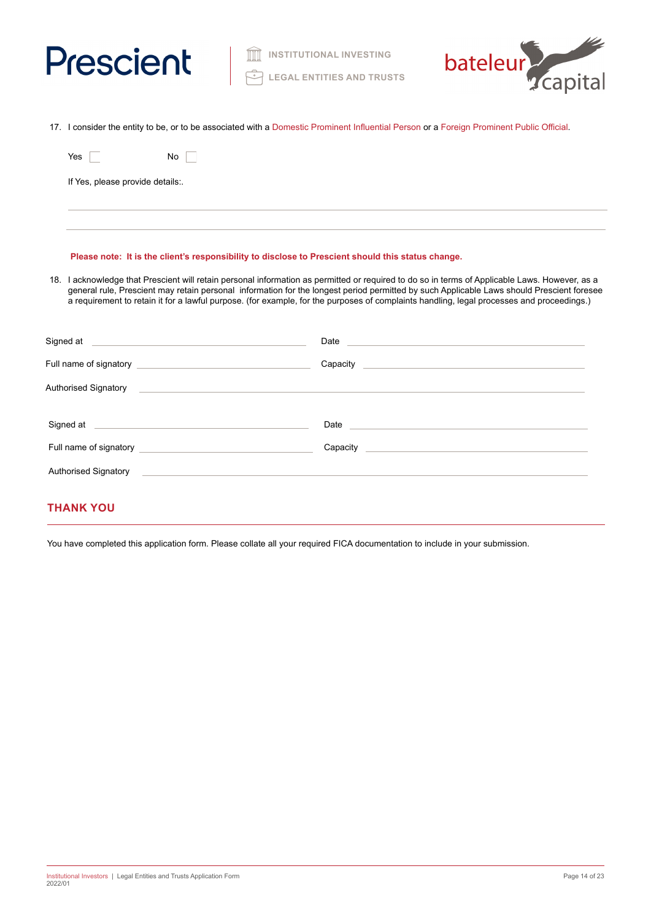17. I consider the entity to be, or to be associated with a Domestic Prominent Influential Person or a Foreign Prominent Public Official.

Yes ☐ No ☐

If Yes, please provide details:.

______________________________________________________________________

______________________________________________________________________

**Please note: It is the client's responsibility to disclose to Prescient should this status change.**

18. I acknowledge that Prescient will retain personal information as permitted or required to do so in terms of Applicable Laws. However, as a general rule, Prescient may retain personal information for the longest period permitted by such Applicable Laws should Prescient foresee a requirement to retain it for a lawful purpose. (for example, for the purposes of complaints handling, legal processes and proceedings.)

Signed at ______________________ Date ______________________

Full name of signatory ______________________ Capacity ______________________

Authorised Signatory ______________________________________________

Signed at ______________________ Date ______________________

Full name of signatory ______________________ Capacity ______________________

Authorised Signatory ______________________________________________

## THANK YOU

You have completed this application form. Please collate all your required FICA documentation to include in your submission.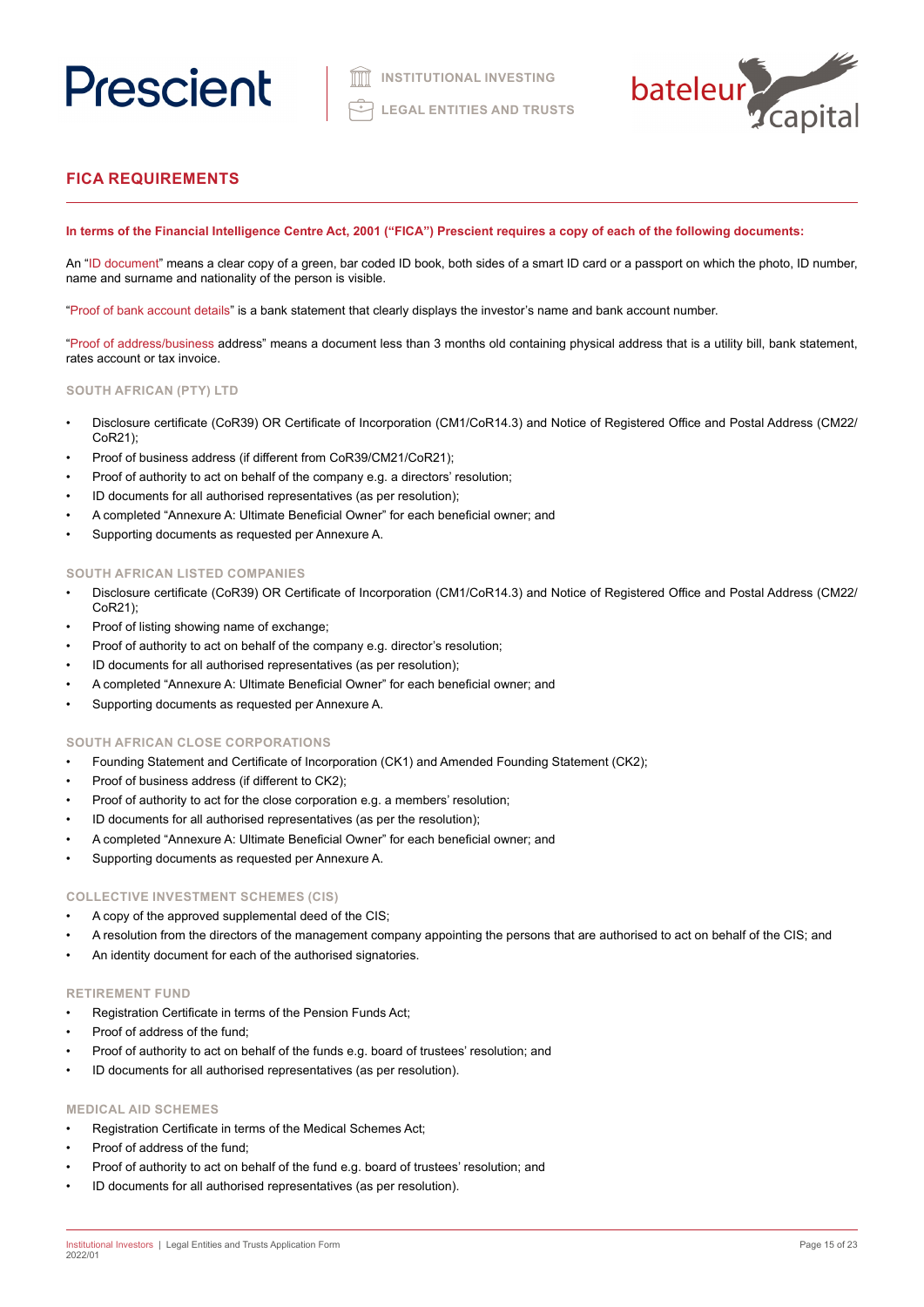## FICA REQUIREMENTS

**In terms of the Financial Intelligence Centre Act, 2001 ("FICA") Prescient requires a copy of each of the following documents:**

An "ID document" means a clear copy of a green, bar coded ID book, both sides of a smart ID card or a passport on which the photo, ID number, name and surname and nationality of the person is visible.

"Proof of bank account details" is a bank statement that clearly displays the investor's name and bank account number.

"Proof of address/business address" means a document less than 3 months old containing physical address that is a utility bill, bank statement, rates account or tax invoice.

### SOUTH AFRICAN (PTY) LTD

- Disclosure certificate (CoR39) OR Certificate of Incorporation (CM1/CoR14.3) and Notice of Registered Office and Postal Address (CM22/CoR21);
- Proof of business address (if different from CoR39/CM21/CoR21);
- Proof of authority to act on behalf of the company e.g. a directors' resolution;
- ID documents for all authorised representatives (as per resolution);
- A completed "Annexure A: Ultimate Beneficial Owner" for each beneficial owner; and
- Supporting documents as requested per Annexure A.

### SOUTH AFRICAN LISTED COMPANIES

- Disclosure certificate (CoR39) OR Certificate of Incorporation (CM1/CoR14.3) and Notice of Registered Office and Postal Address (CM22/CoR21);
- Proof of listing showing name of exchange;
- Proof of authority to act on behalf of the company e.g. director's resolution;
- ID documents for all authorised representatives (as per resolution);
- A completed "Annexure A: Ultimate Beneficial Owner" for each beneficial owner; and
- Supporting documents as requested per Annexure A.

### SOUTH AFRICAN CLOSE CORPORATIONS

- Founding Statement and Certificate of Incorporation (CK1) and Amended Founding Statement (CK2);
- Proof of business address (if different to CK2);
- Proof of authority to act for the close corporation e.g. a members' resolution;
- ID documents for all authorised representatives (as per the resolution);
- A completed "Annexure A: Ultimate Beneficial Owner" for each beneficial owner; and
- Supporting documents as requested per Annexure A.

### COLLECTIVE INVESTMENT SCHEMES (CIS)

- A copy of the approved supplemental deed of the CIS;
- A resolution from the directors of the management company appointing the persons that are authorised to act on behalf of the CIS; and
- An identity document for each of the authorised signatories.

### RETIREMENT FUND

- Registration Certificate in terms of the Pension Funds Act;
- Proof of address of the fund;
- Proof of authority to act on behalf of the funds e.g. board of trustees' resolution; and
- ID documents for all authorised representatives (as per resolution).

### MEDICAL AID SCHEMES

- Registration Certificate in terms of the Medical Schemes Act;
- Proof of address of the fund;
- Proof of authority to act on behalf of the fund e.g. board of trustees' resolution; and
- ID documents for all authorised representatives (as per resolution).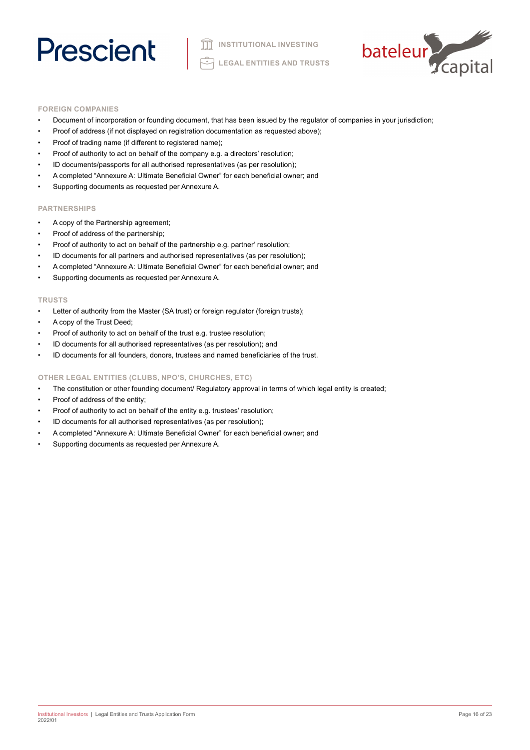### FOREIGN COMPANIES

- Document of incorporation or founding document, that has been issued by the regulator of companies in your jurisdiction;
- Proof of address (if not displayed on registration documentation as requested above);
- Proof of trading name (if different to registered name);
- Proof of authority to act on behalf of the company e.g. a directors' resolution;
- ID documents/passports for all authorised representatives (as per resolution);
- A completed "Annexure A: Ultimate Beneficial Owner" for each beneficial owner; and
- Supporting documents as requested per Annexure A.

### PARTNERSHIPS

- A copy of the Partnership agreement;
- Proof of address of the partnership;
- Proof of authority to act on behalf of the partnership e.g. partner' resolution;
- ID documents for all partners and authorised representatives (as per resolution);
- A completed "Annexure A: Ultimate Beneficial Owner" for each beneficial owner; and
- Supporting documents as requested per Annexure A.

### TRUSTS

- Letter of authority from the Master (SA trust) or foreign regulator (foreign trusts);
- A copy of the Trust Deed;
- Proof of authority to act on behalf of the trust e.g. trustee resolution;
- ID documents for all authorised representatives (as per resolution); and
- ID documents for all founders, donors, trustees and named beneficiaries of the trust.

### OTHER LEGAL ENTITIES (CLUBS, NPO'S, CHURCHES, ETC)

- The constitution or other founding document/ Regulatory approval in terms of which legal entity is created;
- Proof of address of the entity;
- Proof of authority to act on behalf of the entity e.g. trustees' resolution;
- ID documents for all authorised representatives (as per resolution);
- A completed "Annexure A: Ultimate Beneficial Owner" for each beneficial owner; and
- Supporting documents as requested per Annexure A.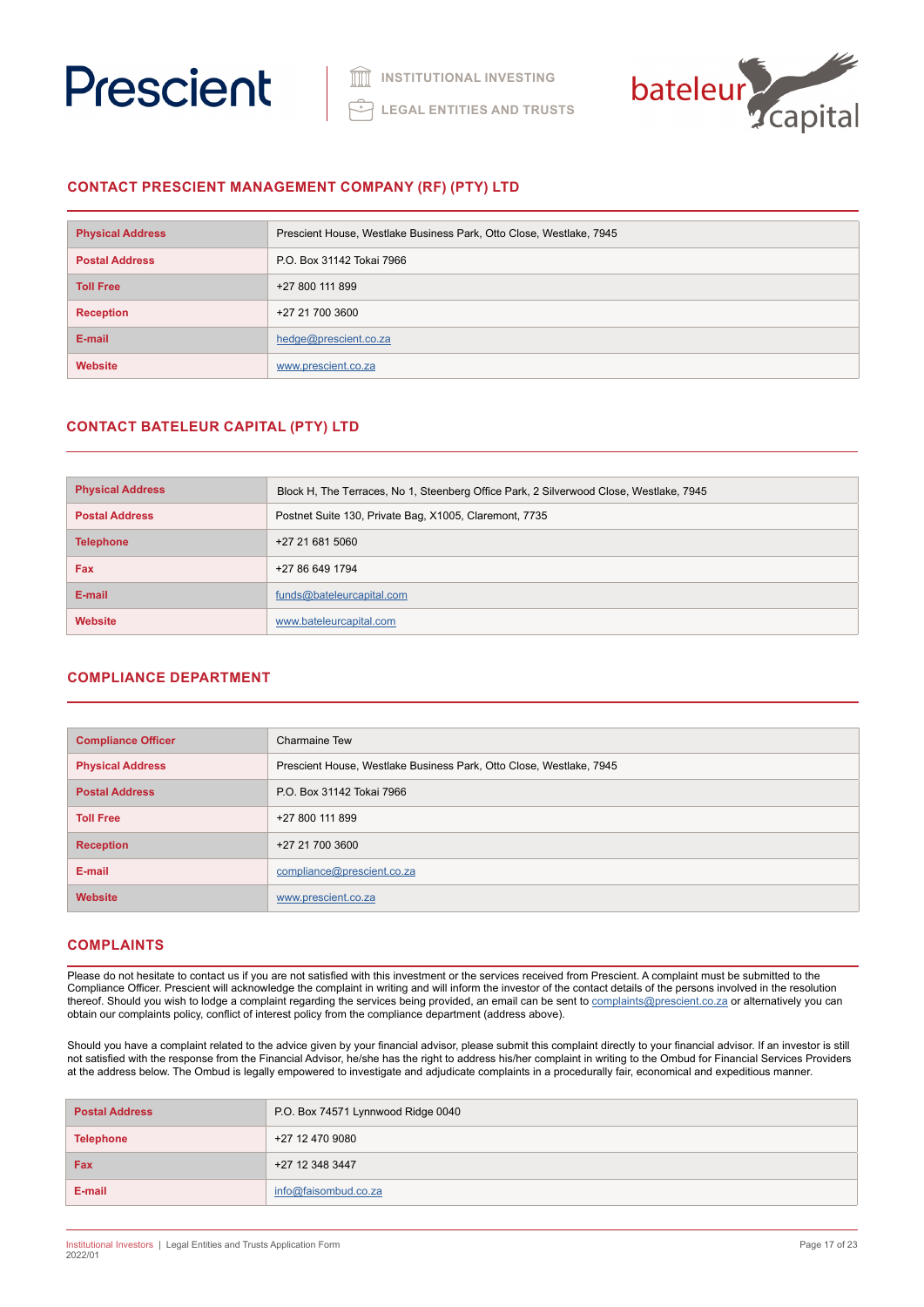## CONTACT PRESCIENT MANAGEMENT COMPANY (RF) (PTY) LTD

| | |
|---|---|
| **Physical Address** | Prescient House, Westlake Business Park, Otto Close, Westlake, 7945 |
| **Postal Address** | P.O. Box 31142 Tokai 7966 |
| **Toll Free** | +27 800 111 899 |
| **Reception** | +27 21 700 3600 |
| **E-mail** | hedge@prescient.co.za |
| **Website** | www.prescient.co.za |

## CONTACT BATELEUR CAPITAL (PTY) LTD

| | |
|---|---|
| **Physical Address** | Block H, The Terraces, No 1, Steenberg Office Park, 2 Silverwood Close, Westlake, 7945 |
| **Postal Address** | Postnet Suite 130, Private Bag, X1005, Claremont, 7735 |
| **Telephone** | +27 21 681 5060 |
| **Fax** | +27 86 649 1794 |
| **E-mail** | funds@bateleurcapital.com |
| **Website** | www.bateleurcapital.com |

## COMPLIANCE DEPARTMENT

| | |
|---|---|
| **Compliance Officer** | Charmaine Tew |
| **Physical Address** | Prescient House, Westlake Business Park, Otto Close, Westlake, 7945 |
| **Postal Address** | P.O. Box 31142 Tokai 7966 |
| **Toll Free** | +27 800 111 899 |
| **Reception** | +27 21 700 3600 |
| **E-mail** | compliance@prescient.co.za |
| **Website** | www.prescient.co.za |

## COMPLAINTS

Please do not hesitate to contact us if you are not satisfied with this investment or the services received from Prescient. A complaint must be submitted to the Compliance Officer. Prescient will acknowledge the complaint in writing and will inform the investor of the contact details of the persons involved in the resolution thereof. Should you wish to lodge a complaint regarding the services being provided, an email can be sent to complaints@prescient.co.za or alternatively you can obtain our complaints policy, conflict of interest policy from the compliance department (address above).

Should you have a complaint related to the advice given by your financial advisor, please submit this complaint directly to your financial advisor. If an investor is still not satisfied with the response from the Financial Advisor, he/she has the right to address his/her complaint in writing to the Ombud for Financial Services Providers at the address below. The Ombud is legally empowered to investigate and adjudicate complaints in a procedurally fair, economical and expeditious manner.

| | |
|---|---|
| **Postal Address** | P.O. Box 74571 Lynnwood Ridge 0040 |
| **Telephone** | +27 12 470 9080 |
| **Fax** | +27 12 348 3447 |
| **E-mail** | info@faisombud.co.za |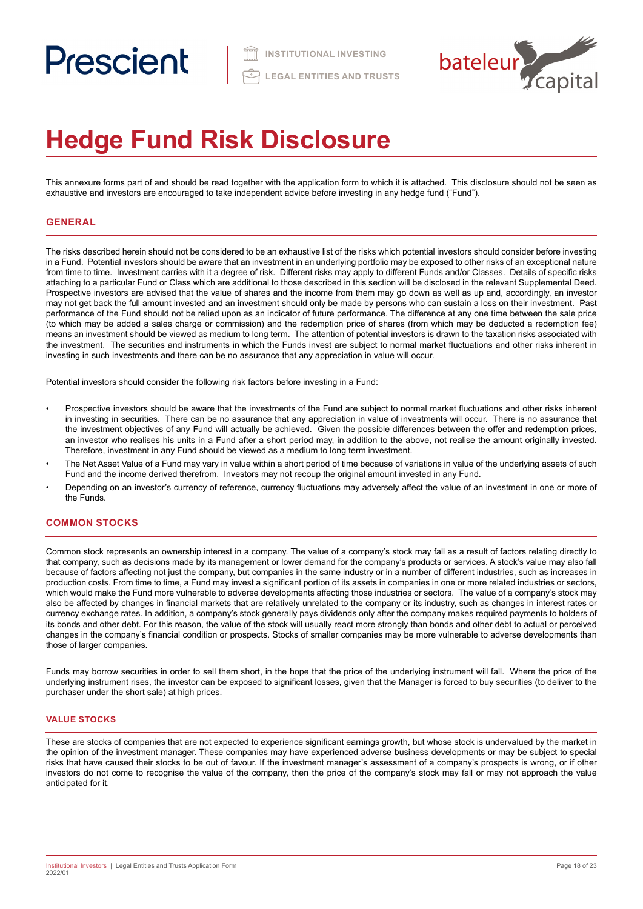# Hedge Fund Risk Disclosure

This annexure forms part of and should be read together with the application form to which it is attached. This disclosure should not be seen as exhaustive and investors are encouraged to take independent advice before investing in any hedge fund ("Fund").

## GENERAL

The risks described herein should not be considered to be an exhaustive list of the risks which potential investors should consider before investing in a Fund. Potential investors should be aware that an investment in an underlying portfolio may be exposed to other risks of an exceptional nature from time to time. Investment carries with it a degree of risk. Different risks may apply to different Funds and/or Classes. Details of specific risks attaching to a particular Fund or Class which are additional to those described in this section will be disclosed in the relevant Supplemental Deed. Prospective investors are advised that the value of shares and the income from them may go down as well as up and, accordingly, an investor may not get back the full amount invested and an investment should only be made by persons who can sustain a loss on their investment. Past performance of the Fund should not be relied upon as an indicator of future performance. The difference at any one time between the sale price (to which may be added a sales charge or commission) and the redemption price of shares (from which may be deducted a redemption fee) means an investment should be viewed as medium to long term. The attention of potential investors is drawn to the taxation risks associated with the investment. The securities and instruments in which the Funds invest are subject to normal market fluctuations and other risks inherent in investing in such investments and there can be no assurance that any appreciation in value will occur.

Potential investors should consider the following risk factors before investing in a Fund:

- Prospective investors should be aware that the investments of the Fund are subject to normal market fluctuations and other risks inherent in investing in securities. There can be no assurance that any appreciation in value of investments will occur. There is no assurance that the investment objectives of any Fund will actually be achieved. Given the possible differences between the offer and redemption prices, an investor who realises his units in a Fund after a short period may, in addition to the above, not realise the amount originally invested. Therefore, investment in any Fund should be viewed as a medium to long term investment.
- The Net Asset Value of a Fund may vary in value within a short period of time because of variations in value of the underlying assets of such Fund and the income derived therefrom. Investors may not recoup the original amount invested in any Fund.
- Depending on an investor's currency of reference, currency fluctuations may adversely affect the value of an investment in one or more of the Funds.

## COMMON STOCKS

Common stock represents an ownership interest in a company. The value of a company's stock may fall as a result of factors relating directly to that company, such as decisions made by its management or lower demand for the company's products or services. A stock's value may also fall because of factors affecting not just the company, but companies in the same industry or in a number of different industries, such as increases in production costs. From time to time, a Fund may invest a significant portion of its assets in companies in one or more related industries or sectors, which would make the Fund more vulnerable to adverse developments affecting those industries or sectors. The value of a company's stock may also be affected by changes in financial markets that are relatively unrelated to the company or its industry, such as changes in interest rates or currency exchange rates. In addition, a company's stock generally pays dividends only after the company makes required payments to holders of its bonds and other debt. For this reason, the value of the stock will usually react more strongly than bonds and other debt to actual or perceived changes in the company's financial condition or prospects. Stocks of smaller companies may be more vulnerable to adverse developments than those of larger companies.

Funds may borrow securities in order to sell them short, in the hope that the price of the underlying instrument will fall. Where the price of the underlying instrument rises, the investor can be exposed to significant losses, given that the Manager is forced to buy securities (to deliver to the purchaser under the short sale) at high prices.

### VALUE STOCKS

These are stocks of companies that are not expected to experience significant earnings growth, but whose stock is undervalued by the market in the opinion of the investment manager. These companies may have experienced adverse business developments or may be subject to special risks that have caused their stocks to be out of favour. If the investment manager's assessment of a company's prospects is wrong, or if other investors do not come to recognise the value of the company, then the price of the company's stock may fall or may not approach the value anticipated for it.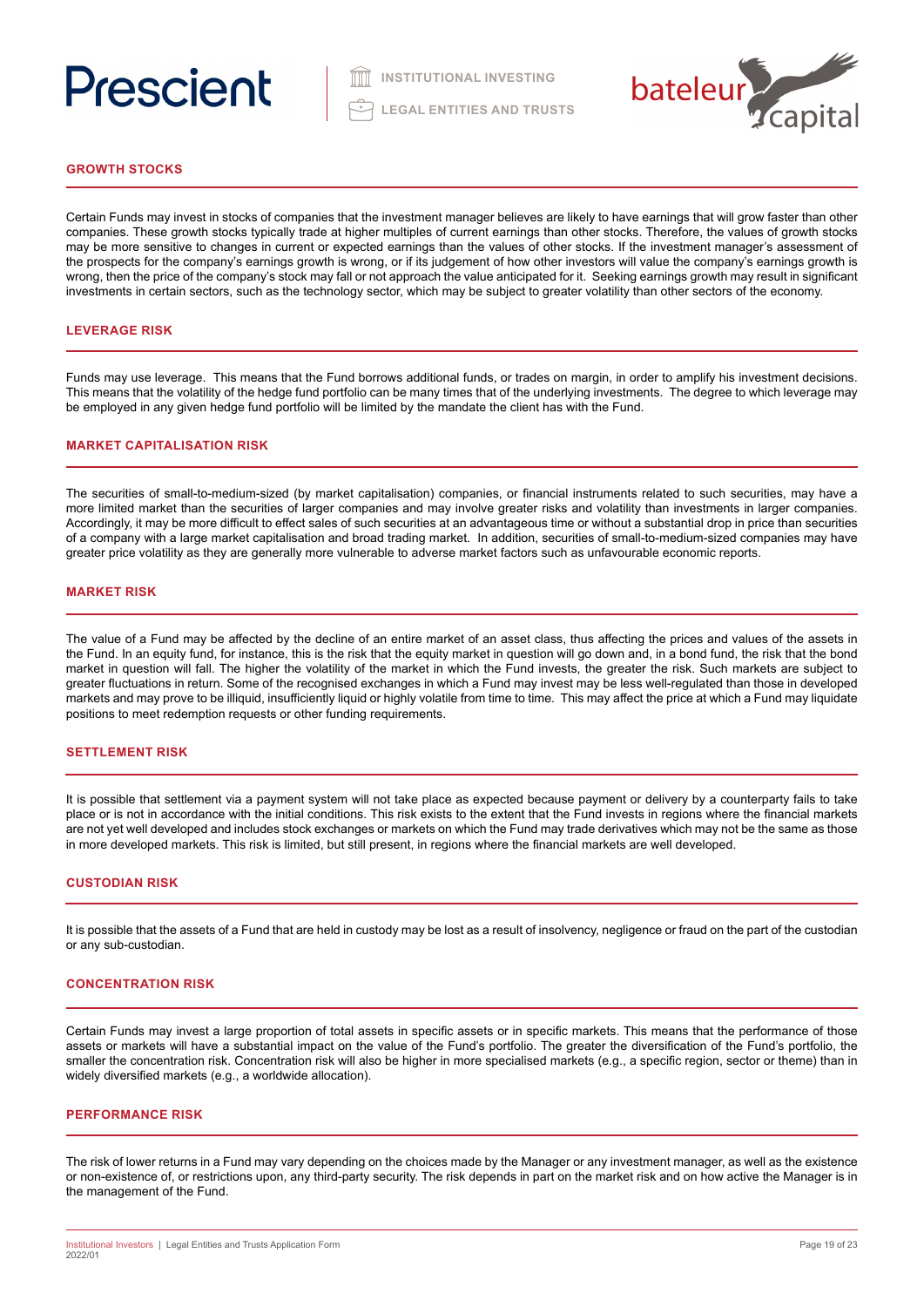## GROWTH STOCKS

Certain Funds may invest in stocks of companies that the investment manager believes are likely to have earnings that will grow faster than other companies. These growth stocks typically trade at higher multiples of current earnings than other stocks. Therefore, the values of growth stocks may be more sensitive to changes in current or expected earnings than the values of other stocks. If the investment manager's assessment of the prospects for the company's earnings growth is wrong, or if its judgement of how other investors will value the company's earnings growth is wrong, then the price of the company's stock may fall or not approach the value anticipated for it. Seeking earnings growth may result in significant investments in certain sectors, such as the technology sector, which may be subject to greater volatility than other sectors of the economy.

## LEVERAGE RISK

Funds may use leverage. This means that the Fund borrows additional funds, or trades on margin, in order to amplify his investment decisions. This means that the volatility of the hedge fund portfolio can be many times that of the underlying investments. The degree to which leverage may be employed in any given hedge fund portfolio will be limited by the mandate the client has with the Fund.

## MARKET CAPITALISATION RISK

The securities of small-to-medium-sized (by market capitalisation) companies, or financial instruments related to such securities, may have a more limited market than the securities of larger companies and may involve greater risks and volatility than investments in larger companies. Accordingly, it may be more difficult to effect sales of such securities at an advantageous time or without a substantial drop in price than securities of a company with a large market capitalisation and broad trading market. In addition, securities of small-to-medium-sized companies may have greater price volatility as they are generally more vulnerable to adverse market factors such as unfavourable economic reports.

## MARKET RISK

The value of a Fund may be affected by the decline of an entire market of an asset class, thus affecting the prices and values of the assets in the Fund. In an equity fund, for instance, this is the risk that the equity market in question will go down and, in a bond fund, the risk that the bond market in question will fall. The higher the volatility of the market in which the Fund invests, the greater the risk. Such markets are subject to greater fluctuations in return. Some of the recognised exchanges in which a Fund may invest may be less well-regulated than those in developed markets and may prove to be illiquid, insufficiently liquid or highly volatile from time to time. This may affect the price at which a Fund may liquidate positions to meet redemption requests or other funding requirements.

## SETTLEMENT RISK

It is possible that settlement via a payment system will not take place as expected because payment or delivery by a counterparty fails to take place or is not in accordance with the initial conditions. This risk exists to the extent that the Fund invests in regions where the financial markets are not yet well developed and includes stock exchanges or markets on which the Fund may trade derivatives which may not be the same as those in more developed markets. This risk is limited, but still present, in regions where the financial markets are well developed.

## CUSTODIAN RISK

It is possible that the assets of a Fund that are held in custody may be lost as a result of insolvency, negligence or fraud on the part of the custodian or any sub-custodian.

## CONCENTRATION RISK

Certain Funds may invest a large proportion of total assets in specific assets or in specific markets. This means that the performance of those assets or markets will have a substantial impact on the value of the Fund's portfolio. The greater the diversification of the Fund's portfolio, the smaller the concentration risk. Concentration risk will also be higher in more specialised markets (e.g., a specific region, sector or theme) than in widely diversified markets (e.g., a worldwide allocation).

## PERFORMANCE RISK

The risk of lower returns in a Fund may vary depending on the choices made by the Manager or any investment manager, as well as the existence or non-existence of, or restrictions upon, any third-party security. The risk depends in part on the market risk and on how active the Manager is in the management of the Fund.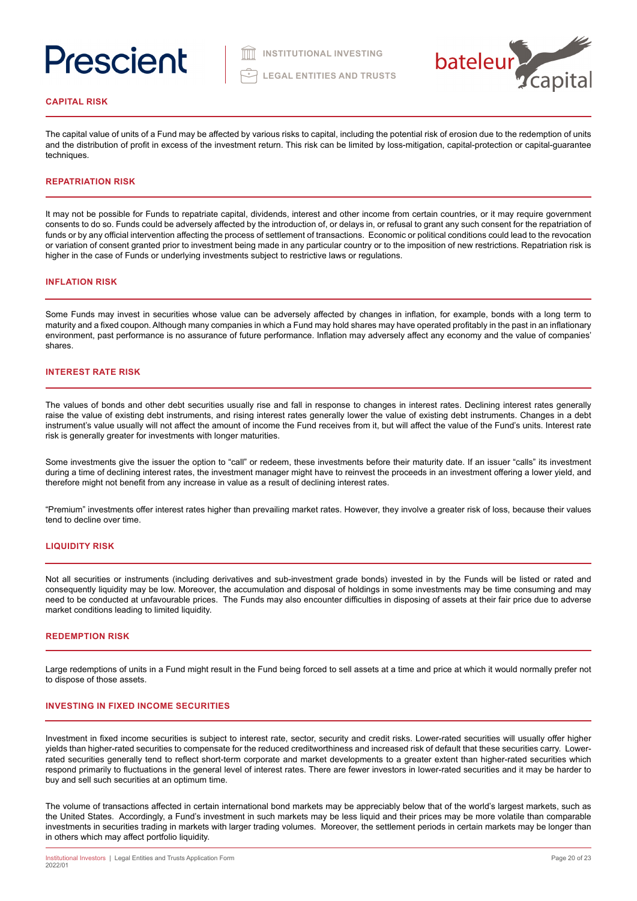## CAPITAL RISK

The capital value of units of a Fund may be affected by various risks to capital, including the potential risk of erosion due to the redemption of units and the distribution of profit in excess of the investment return. This risk can be limited by loss-mitigation, capital-protection or capital-guarantee techniques.

## REPATRIATION RISK

It may not be possible for Funds to repatriate capital, dividends, interest and other income from certain countries, or it may require government consents to do so. Funds could be adversely affected by the introduction of, or delays in, or refusal to grant any such consent for the repatriation of funds or by any official intervention affecting the process of settlement of transactions. Economic or political conditions could lead to the revocation or variation of consent granted prior to investment being made in any particular country or to the imposition of new restrictions. Repatriation risk is higher in the case of Funds or underlying investments subject to restrictive laws or regulations.

## INFLATION RISK

Some Funds may invest in securities whose value can be adversely affected by changes in inflation, for example, bonds with a long term to maturity and a fixed coupon. Although many companies in which a Fund may hold shares may have operated profitably in the past in an inflationary environment, past performance is no assurance of future performance. Inflation may adversely affect any economy and the value of companies' shares.

## INTEREST RATE RISK

The values of bonds and other debt securities usually rise and fall in response to changes in interest rates. Declining interest rates generally raise the value of existing debt instruments, and rising interest rates generally lower the value of existing debt instruments. Changes in a debt instrument's value usually will not affect the amount of income the Fund receives from it, but will affect the value of the Fund's units. Interest rate risk is generally greater for investments with longer maturities.

Some investments give the issuer the option to "call" or redeem, these investments before their maturity date. If an issuer "calls" its investment during a time of declining interest rates, the investment manager might have to reinvest the proceeds in an investment offering a lower yield, and therefore might not benefit from any increase in value as a result of declining interest rates.

"Premium" investments offer interest rates higher than prevailing market rates. However, they involve a greater risk of loss, because their values tend to decline over time.

## LIQUIDITY RISK

Not all securities or instruments (including derivatives and sub-investment grade bonds) invested in by the Funds will be listed or rated and consequently liquidity may be low. Moreover, the accumulation and disposal of holdings in some investments may be time consuming and may need to be conducted at unfavourable prices. The Funds may also encounter difficulties in disposing of assets at their fair price due to adverse market conditions leading to limited liquidity.

## REDEMPTION RISK

Large redemptions of units in a Fund might result in the Fund being forced to sell assets at a time and price at which it would normally prefer not to dispose of those assets.

## INVESTING IN FIXED INCOME SECURITIES

Investment in fixed income securities is subject to interest rate, sector, security and credit risks. Lower-rated securities will usually offer higher yields than higher-rated securities to compensate for the reduced creditworthiness and increased risk of default that these securities carry. Lower-rated securities generally tend to reflect short-term corporate and market developments to a greater extent than higher-rated securities which respond primarily to fluctuations in the general level of interest rates. There are fewer investors in lower-rated securities and it may be harder to buy and sell such securities at an optimum time.

The volume of transactions affected in certain international bond markets may be appreciably below that of the world's largest markets, such as the United States. Accordingly, a Fund's investment in such markets may be less liquid and their prices may be more volatile than comparable investments in securities trading in markets with larger trading volumes. Moreover, the settlement periods in certain markets may be longer than in others which may affect portfolio liquidity.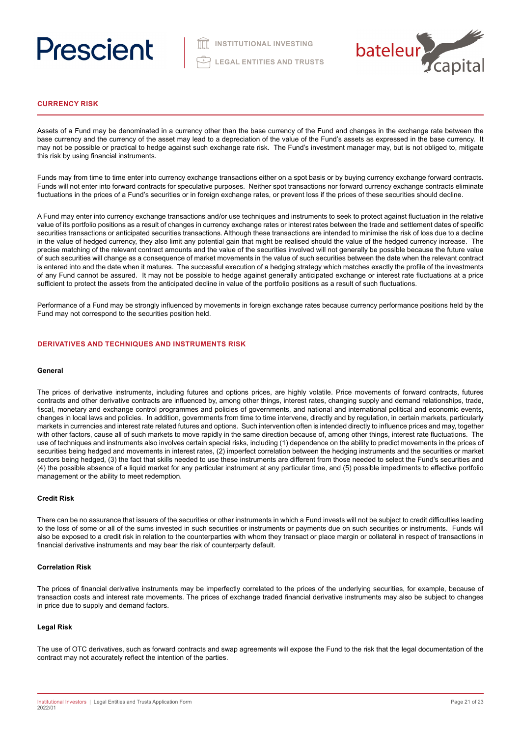## CURRENCY RISK

Assets of a Fund may be denominated in a currency other than the base currency of the Fund and changes in the exchange rate between the base currency and the currency of the asset may lead to a depreciation of the value of the Fund's assets as expressed in the base currency. It may not be possible or practical to hedge against such exchange rate risk. The Fund's investment manager may, but is not obliged to, mitigate this risk by using financial instruments.

Funds may from time to time enter into currency exchange transactions either on a spot basis or by buying currency exchange forward contracts. Funds will not enter into forward contracts for speculative purposes. Neither spot transactions nor forward currency exchange contracts eliminate fluctuations in the prices of a Fund's securities or in foreign exchange rates, or prevent loss if the prices of these securities should decline.

A Fund may enter into currency exchange transactions and/or use techniques and instruments to seek to protect against fluctuation in the relative value of its portfolio positions as a result of changes in currency exchange rates or interest rates between the trade and settlement dates of specific securities transactions or anticipated securities transactions. Although these transactions are intended to minimise the risk of loss due to a decline in the value of hedged currency, they also limit any potential gain that might be realised should the value of the hedged currency increase. The precise matching of the relevant contract amounts and the value of the securities involved will not generally be possible because the future value of such securities will change as a consequence of market movements in the value of such securities between the date when the relevant contract is entered into and the date when it matures. The successful execution of a hedging strategy which matches exactly the profile of the investments of any Fund cannot be assured. It may not be possible to hedge against generally anticipated exchange or interest rate fluctuations at a price sufficient to protect the assets from the anticipated decline in value of the portfolio positions as a result of such fluctuations.

Performance of a Fund may be strongly influenced by movements in foreign exchange rates because currency performance positions held by the Fund may not correspond to the securities position held.

## DERIVATIVES AND TECHNIQUES AND INSTRUMENTS RISK

### General

The prices of derivative instruments, including futures and options prices, are highly volatile. Price movements of forward contracts, futures contracts and other derivative contracts are influenced by, among other things, interest rates, changing supply and demand relationships, trade, fiscal, monetary and exchange control programmes and policies of governments, and national and international political and economic events, changes in local laws and policies. In addition, governments from time to time intervene, directly and by regulation, in certain markets, particularly markets in currencies and interest rate related futures and options. Such intervention often is intended directly to influence prices and may, together with other factors, cause all of such markets to move rapidly in the same direction because of, among other things, interest rate fluctuations. The use of techniques and instruments also involves certain special risks, including (1) dependence on the ability to predict movements in the prices of securities being hedged and movements in interest rates, (2) imperfect correlation between the hedging instruments and the securities or market sectors being hedged, (3) the fact that skills needed to use these instruments are different from those needed to select the Fund's securities and (4) the possible absence of a liquid market for any particular instrument at any particular time, and (5) possible impediments to effective portfolio management or the ability to meet redemption.

### Credit Risk

There can be no assurance that issuers of the securities or other instruments in which a Fund invests will not be subject to credit difficulties leading to the loss of some or all of the sums invested in such securities or instruments or payments due on such securities or instruments. Funds will also be exposed to a credit risk in relation to the counterparties with whom they transact or place margin or collateral in respect of transactions in financial derivative instruments and may bear the risk of counterparty default.

### Correlation Risk

The prices of financial derivative instruments may be imperfectly correlated to the prices of the underlying securities, for example, because of transaction costs and interest rate movements. The prices of exchange traded financial derivative instruments may also be subject to changes in price due to supply and demand factors.

### Legal Risk

The use of OTC derivatives, such as forward contracts and swap agreements will expose the Fund to the risk that the legal documentation of the contract may not accurately reflect the intention of the parties.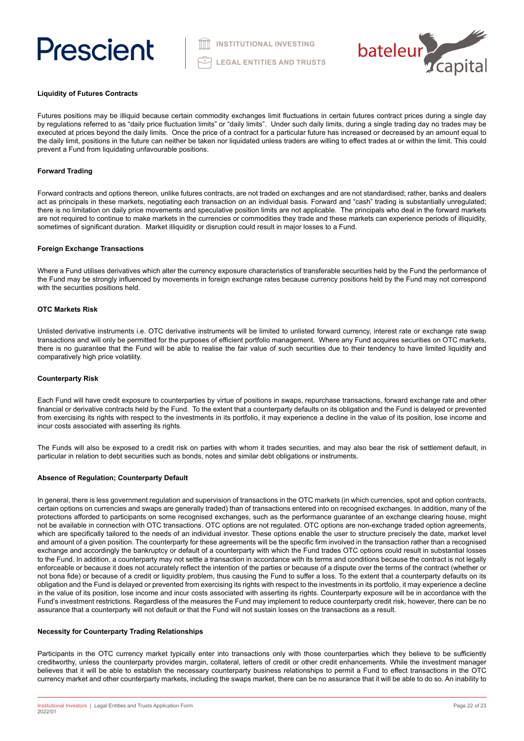**Liquidity of Futures Contracts**

Futures positions may be illiquid because certain commodity exchanges limit fluctuations in certain futures contract prices during a single day by regulations referred to as "daily price fluctuation limits" or "daily limits". Under such daily limits, during a single trading day no trades may be executed at prices beyond the daily limits. Once the price of a contract for a particular future has increased or decreased by an amount equal to the daily limit, positions in the future can neither be taken nor liquidated unless traders are willing to effect trades at or within the limit. This could prevent a Fund from liquidating unfavourable positions.

**Forward Trading**

Forward contracts and options thereon, unlike futures contracts, are not traded on exchanges and are not standardised; rather, banks and dealers act as principals in these markets, negotiating each transaction on an individual basis. Forward and "cash" trading is substantially unregulated; there is no limitation on daily price movements and speculative position limits are not applicable. The principals who deal in the forward markets are not required to continue to make markets in the currencies or commodities they trade and these markets can experience periods of illiquidity, sometimes of significant duration. Market illiquidity or disruption could result in major losses to a Fund.

**Foreign Exchange Transactions**

Where a Fund utilises derivatives which alter the currency exposure characteristics of transferable securities held by the Fund the performance of the Fund may be strongly influenced by movements in foreign exchange rates because currency positions held by the Fund may not correspond with the securities positions held.

**OTC Markets Risk**

Unlisted derivative instruments i.e. OTC derivative instruments will be limited to unlisted forward currency, interest rate or exchange rate swap transactions and will only be permitted for the purposes of efficient portfolio management. Where any Fund acquires securities on OTC markets, there is no guarantee that the Fund will be able to realise the fair value of such securities due to their tendency to have limited liquidity and comparatively high price volatility.

**Counterparty Risk**

Each Fund will have credit exposure to counterparties by virtue of positions in swaps, repurchase transactions, forward exchange rate and other financial or derivative contracts held by the Fund. To the extent that a counterparty defaults on its obligation and the Fund is delayed or prevented from exercising its rights with respect to the investments in its portfolio, it may experience a decline in the value of its position, lose income and incur costs associated with asserting its rights.

The Funds will also be exposed to a credit risk on parties with whom it trades securities, and may also bear the risk of settlement default, in particular in relation to debt securities such as bonds, notes and similar debt obligations or instruments.

**Absence of Regulation; Counterparty Default**

In general, there is less government regulation and supervision of transactions in the OTC markets (in which currencies, spot and option contracts, certain options on currencies and swaps are generally traded) than of transactions entered into on recognised exchanges. In addition, many of the protections afforded to participants on some recognised exchanges, such as the performance guarantee of an exchange clearing house, might not be available in connection with OTC transactions. OTC options are not regulated. OTC options are non-exchange traded option agreements, which are specifically tailored to the needs of an individual investor. These options enable the user to structure precisely the date, market level and amount of a given position. The counterparty for these agreements will be the specific firm involved in the transaction rather than a recognised exchange and accordingly the bankruptcy or default of a counterparty with which the Fund trades OTC options could result in substantial losses to the Fund. In addition, a counterparty may not settle a transaction in accordance with its terms and conditions because the contract is not legally enforceable or because it does not accurately reflect the intention of the parties or because of a dispute over the terms of the contract (whether or not bona fide) or because of a credit or liquidity problem, thus causing the Fund to suffer a loss. To the extent that a counterparty defaults on its obligation and the Fund is delayed or prevented from exercising its rights with respect to the investments in its portfolio, it may experience a decline in the value of its position, lose income and incur costs associated with asserting its rights. Counterparty exposure will be in accordance with the Fund's investment restrictions. Regardless of the measures the Fund may implement to reduce counterparty credit risk, however, there can be no assurance that a counterparty will not default or that the Fund will not sustain losses on the transactions as a result.

**Necessity for Counterparty Trading Relationships**

Participants in the OTC currency market typically enter into transactions only with those counterparties which they believe to be sufficiently creditworthy, unless the counterparty provides margin, collateral, letters of credit or other credit enhancements. While the investment manager believes that it will be able to establish the necessary counterparty business relationships to permit a Fund to effect transactions in the OTC currency market and other counterparty markets, including the swaps market, there can be no assurance that it will be able to do so. An inability to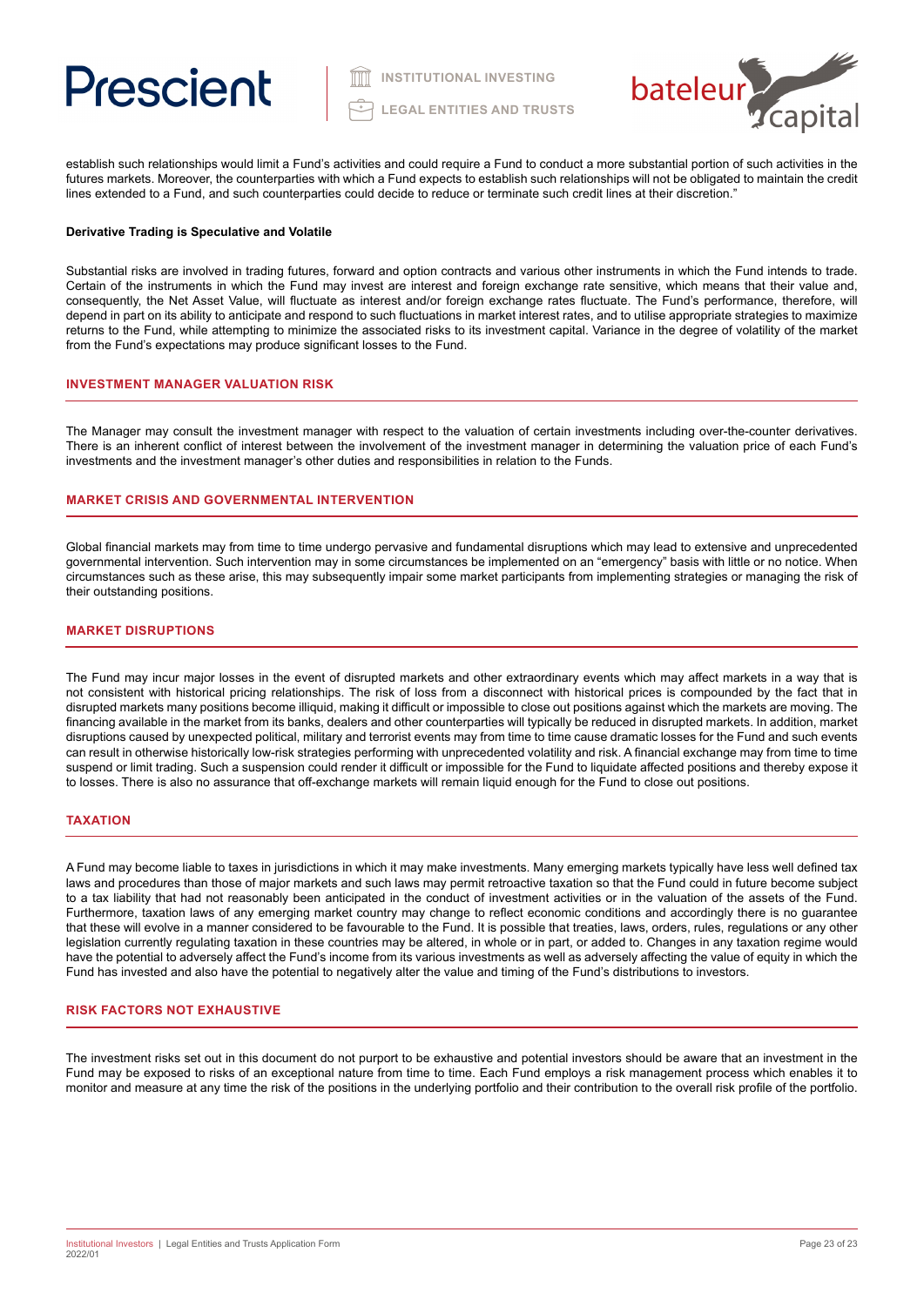establish such relationships would limit a Fund's activities and could require a Fund to conduct a more substantial portion of such activities in the futures markets. Moreover, the counterparties with which a Fund expects to establish such relationships will not be obligated to maintain the credit lines extended to a Fund, and such counterparties could decide to reduce or terminate such credit lines at their discretion."

**Derivative Trading is Speculative and Volatile**

Substantial risks are involved in trading futures, forward and option contracts and various other instruments in which the Fund intends to trade. Certain of the instruments in which the Fund may invest are interest and foreign exchange rate sensitive, which means that their value and, consequently, the Net Asset Value, will fluctuate as interest and/or foreign exchange rates fluctuate. The Fund's performance, therefore, will depend in part on its ability to anticipate and respond to such fluctuations in market interest rates, and to utilise appropriate strategies to maximize returns to the Fund, while attempting to minimize the associated risks to its investment capital. Variance in the degree of volatility of the market from the Fund's expectations may produce significant losses to the Fund.

## INVESTMENT MANAGER VALUATION RISK

The Manager may consult the investment manager with respect to the valuation of certain investments including over-the-counter derivatives. There is an inherent conflict of interest between the involvement of the investment manager in determining the valuation price of each Fund's investments and the investment manager's other duties and responsibilities in relation to the Funds.

## MARKET CRISIS AND GOVERNMENTAL INTERVENTION

Global financial markets may from time to time undergo pervasive and fundamental disruptions which may lead to extensive and unprecedented governmental intervention. Such intervention may in some circumstances be implemented on an "emergency" basis with little or no notice. When circumstances such as these arise, this may subsequently impair some market participants from implementing strategies or managing the risk of their outstanding positions.

## MARKET DISRUPTIONS

The Fund may incur major losses in the event of disrupted markets and other extraordinary events which may affect markets in a way that is not consistent with historical pricing relationships. The risk of loss from a disconnect with historical prices is compounded by the fact that in disrupted markets many positions become illiquid, making it difficult or impossible to close out positions against which the markets are moving. The financing available in the market from its banks, dealers and other counterparties will typically be reduced in disrupted markets. In addition, market disruptions caused by unexpected political, military and terrorist events may from time to time cause dramatic losses for the Fund and such events can result in otherwise historically low-risk strategies performing with unprecedented volatility and risk. A financial exchange may from time to time suspend or limit trading. Such a suspension could render it difficult or impossible for the Fund to liquidate affected positions and thereby expose it to losses. There is also no assurance that off-exchange markets will remain liquid enough for the Fund to close out positions.

## TAXATION

A Fund may become liable to taxes in jurisdictions in which it may make investments. Many emerging markets typically have less well defined tax laws and procedures than those of major markets and such laws may permit retroactive taxation so that the Fund could in future become subject to a tax liability that had not reasonably been anticipated in the conduct of investment activities or in the valuation of the assets of the Fund. Furthermore, taxation laws of any emerging market country may change to reflect economic conditions and accordingly there is no guarantee that these will evolve in a manner considered to be favourable to the Fund. It is possible that treaties, laws, orders, rules, regulations or any other legislation currently regulating taxation in these countries may be altered, in whole or in part, or added to. Changes in any taxation regime would have the potential to adversely affect the Fund's income from its various investments as well as adversely affecting the value of equity in which the Fund has invested and also have the potential to negatively alter the value and timing of the Fund's distributions to investors.

## RISK FACTORS NOT EXHAUSTIVE

The investment risks set out in this document do not purport to be exhaustive and potential investors should be aware that an investment in the Fund may be exposed to risks of an exceptional nature from time to time. Each Fund employs a risk management process which enables it to monitor and measure at any time the risk of the positions in the underlying portfolio and their contribution to the overall risk profile of the portfolio.